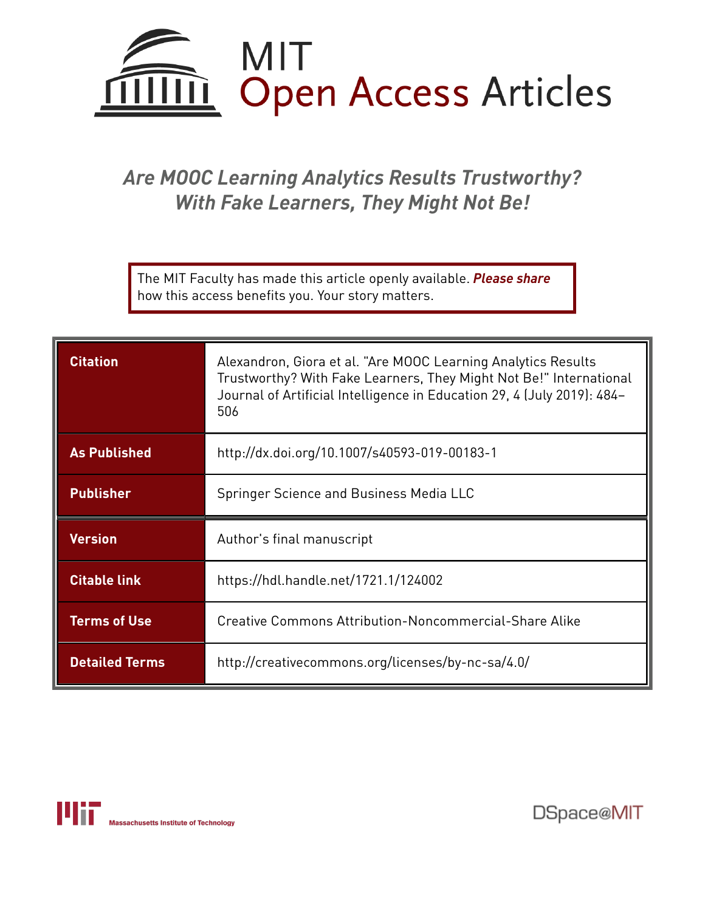# MIT Open Access Articles

## *Are MOOC Learning Analytics Results Trustworthy? With Fake Learners, They Might Not Be!*

The MIT Faculty has made this article openly available. ***Please share*** how this access benefits you. Your story matters.

| | |
|---|---|
| **Citation** | Alexandron, Giora et al. "Are MOOC Learning Analytics Results Trustworthy? With Fake Learners, They Might Not Be!" International Journal of Artificial Intelligence in Education 29, 4 (July 2019): 484–506 |
| **As Published** | http://dx.doi.org/10.1007/s40593-019-00183-1 |
| **Publisher** | Springer Science and Business Media LLC |
| **Version** | Author's final manuscript |
| **Citable link** | https://hdl.handle.net/1721.1/124002 |
| **Terms of Use** | Creative Commons Attribution-Noncommercial-Share Alike |
| **Detailed Terms** | http://creativecommons.org/licenses/by-nc-sa/4.0/ |

Massachusetts Institute of Technology

DSpace@MIT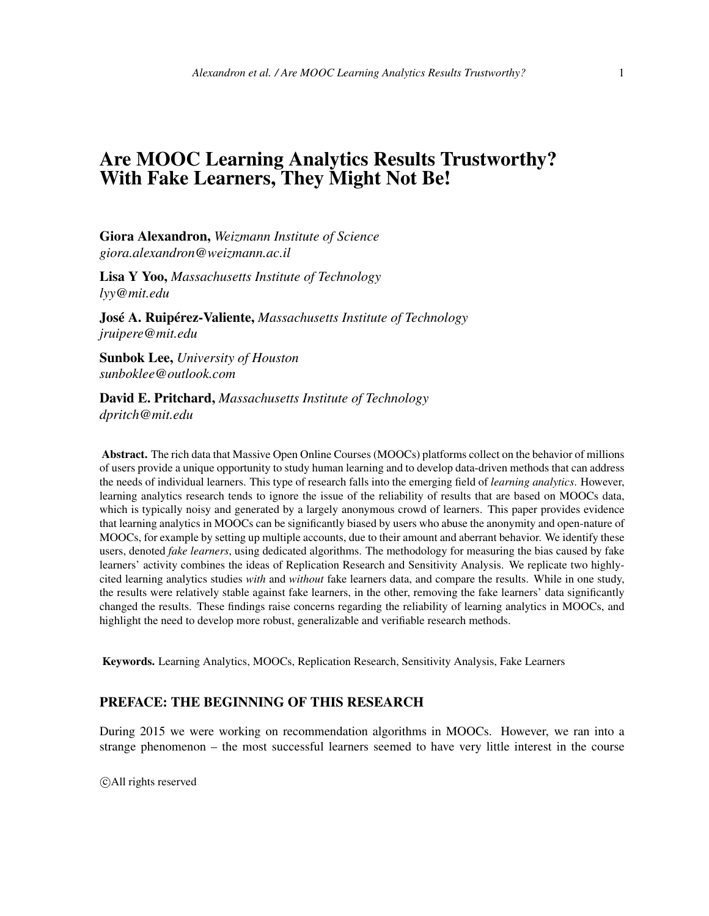# Are MOOC Learning Analytics Results Trustworthy? With Fake Learners, They Might Not Be!

**Giora Alexandron,** *Weizmann Institute of Science*
*giora.alexandron@weizmann.ac.il*

**Lisa Y Yoo,** *Massachusetts Institute of Technology*
*lyy@mit.edu*

**José A. Ruipérez-Valiente,** *Massachusetts Institute of Technology*
*jruipere@mit.edu*

**Sunbok Lee,** *University of Houston*
*sunboklee@outlook.com*

**David E. Pritchard,** *Massachusetts Institute of Technology*
*dpritch@mit.edu*

**Abstract.** The rich data that Massive Open Online Courses (MOOCs) platforms collect on the behavior of millions of users provide a unique opportunity to study human learning and to develop data-driven methods that can address the needs of individual learners. This type of research falls into the emerging field of *learning analytics*. However, learning analytics research tends to ignore the issue of the reliability of results that are based on MOOCs data, which is typically noisy and generated by a largely anonymous crowd of learners. This paper provides evidence that learning analytics in MOOCs can be significantly biased by users who abuse the anonymity and open-nature of MOOCs, for example by setting up multiple accounts, due to their amount and aberrant behavior. We identify these users, denoted *fake learners*, using dedicated algorithms. The methodology for measuring the bias caused by fake learners' activity combines the ideas of Replication Research and Sensitivity Analysis. We replicate two highly-cited learning analytics studies *with* and *without* fake learners data, and compare the results. While in one study, the results were relatively stable against fake learners, in the other, removing the fake learners' data significantly changed the results. These findings raise concerns regarding the reliability of learning analytics in MOOCs, and highlight the need to develop more robust, generalizable and verifiable research methods.

**Keywords.** Learning Analytics, MOOCs, Replication Research, Sensitivity Analysis, Fake Learners

## PREFACE: THE BEGINNING OF THIS RESEARCH

During 2015 we were working on recommendation algorithms in MOOCs. However, we ran into a strange phenomenon – the most successful learners seemed to have very little interest in the course

©All rights reserved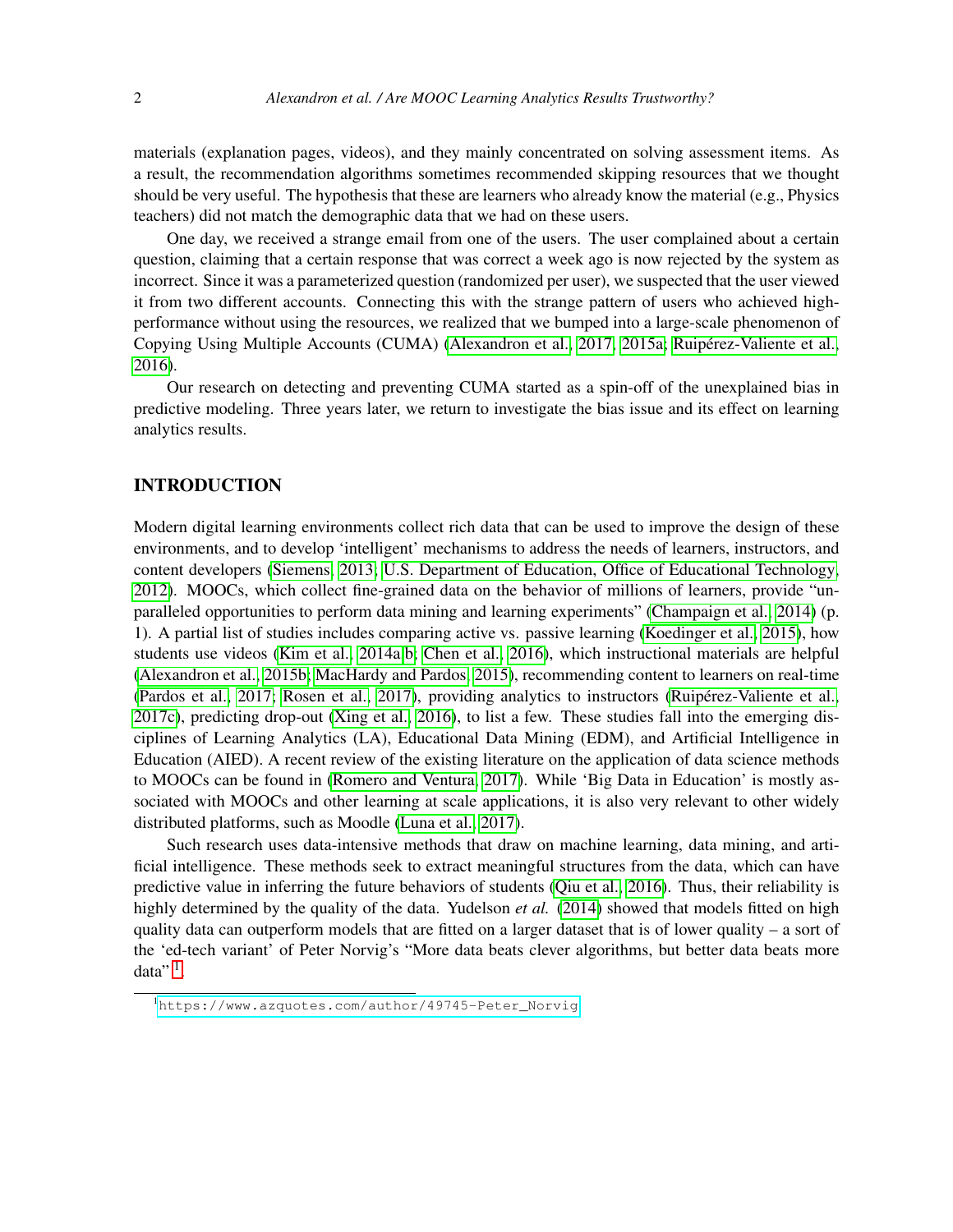materials (explanation pages, videos), and they mainly concentrated on solving assessment items. As a result, the recommendation algorithms sometimes recommended skipping resources that we thought should be very useful. The hypothesis that these are learners who already know the material (e.g., Physics teachers) did not match the demographic data that we had on these users.

One day, we received a strange email from one of the users. The user complained about a certain question, claiming that a certain response that was correct a week ago is now rejected by the system as incorrect. Since it was a parameterized question (randomized per user), we suspected that the user viewed it from two different accounts. Connecting this with the strange pattern of users who achieved high-performance without using the resources, we realized that we bumped into a large-scale phenomenon of Copying Using Multiple Accounts (CUMA) (Alexandron et al., 2017, 2015a; Ruipérez-Valiente et al., 2016).

Our research on detecting and preventing CUMA started as a spin-off of the unexplained bias in predictive modeling. Three years later, we return to investigate the bias issue and its effect on learning analytics results.

## INTRODUCTION

Modern digital learning environments collect rich data that can be used to improve the design of these environments, and to develop 'intelligent' mechanisms to address the needs of learners, instructors, and content developers (Siemens, 2013; U.S. Department of Education, Office of Educational Technology, 2012). MOOCs, which collect fine-grained data on the behavior of millions of learners, provide "unparalleled opportunities to perform data mining and learning experiments" (Champaign et al., 2014) (p. 1). A partial list of studies includes comparing active vs. passive learning (Koedinger et al., 2015), how students use videos (Kim et al., 2014a,b; Chen et al., 2016), which instructional materials are helpful (Alexandron et al., 2015b; MacHardy and Pardos, 2015), recommending content to learners on real-time (Pardos et al., 2017; Rosen et al., 2017), providing analytics to instructors (Ruipérez-Valiente et al., 2017c), predicting drop-out (Xing et al., 2016), to list a few. These studies fall into the emerging disciplines of Learning Analytics (LA), Educational Data Mining (EDM), and Artificial Intelligence in Education (AIED). A recent review of the existing literature on the application of data science methods to MOOCs can be found in (Romero and Ventura, 2017). While 'Big Data in Education' is mostly associated with MOOCs and other learning at scale applications, it is also very relevant to other widely distributed platforms, such as Moodle (Luna et al., 2017).

Such research uses data-intensive methods that draw on machine learning, data mining, and artificial intelligence. These methods seek to extract meaningful structures from the data, which can have predictive value in inferring the future behaviors of students (Qiu et al., 2016). Thus, their reliability is highly determined by the quality of the data. Yudelson *et al.* (2014) showed that models fitted on high quality data can outperform models that are fitted on a larger dataset that is of lower quality – a sort of the 'ed-tech variant' of Peter Norvig's "More data beats clever algorithms, but better data beats more data".[1]

[1] https://www.azquotes.com/author/49745-Peter_Norvig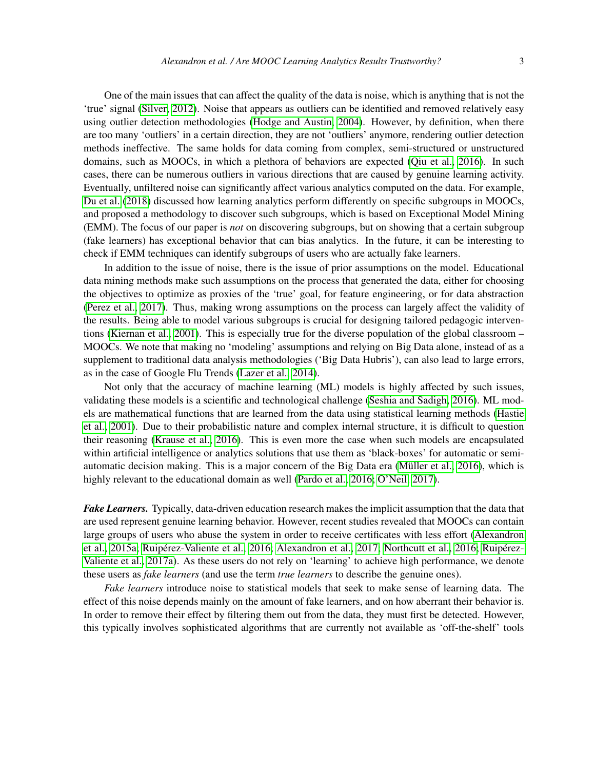One of the main issues that can affect the quality of the data is noise, which is anything that is not the 'true' signal (Silver, 2012). Noise that appears as outliers can be identified and removed relatively easy using outlier detection methodologies (Hodge and Austin, 2004). However, by definition, when there are too many 'outliers' in a certain direction, they are not 'outliers' anymore, rendering outlier detection methods ineffective. The same holds for data coming from complex, semi-structured or unstructured domains, such as MOOCs, in which a plethora of behaviors are expected (Qiu et al., 2016). In such cases, there can be numerous outliers in various directions that are caused by genuine learning activity. Eventually, unfiltered noise can significantly affect various analytics computed on the data. For example, Du et al. (2018) discussed how learning analytics perform differently on specific subgroups in MOOCs, and proposed a methodology to discover such subgroups, which is based on Exceptional Model Mining (EMM). The focus of our paper is *not* on discovering subgroups, but on showing that a certain subgroup (fake learners) has exceptional behavior that can bias analytics. In the future, it can be interesting to check if EMM techniques can identify subgroups of users who are actually fake learners.

In addition to the issue of noise, there is the issue of prior assumptions on the model. Educational data mining methods make such assumptions on the process that generated the data, either for choosing the objectives to optimize as proxies of the 'true' goal, for feature engineering, or for data abstraction (Perez et al., 2017). Thus, making wrong assumptions on the process can largely affect the validity of the results. Being able to model various subgroups is crucial for designing tailored pedagogic interventions (Kiernan et al., 2001). This is especially true for the diverse population of the global classroom – MOOCs. We note that making no 'modeling' assumptions and relying on Big Data alone, instead of as a supplement to traditional data analysis methodologies ('Big Data Hubris'), can also lead to large errors, as in the case of Google Flu Trends (Lazer et al., 2014).

Not only that the accuracy of machine learning (ML) models is highly affected by such issues, validating these models is a scientific and technological challenge (Seshia and Sadigh, 2016). ML models are mathematical functions that are learned from the data using statistical learning methods (Hastie et al., 2001). Due to their probabilistic nature and complex internal structure, it is difficult to question their reasoning (Krause et al., 2016). This is even more the case when such models are encapsulated within artificial intelligence or analytics solutions that use them as 'black-boxes' for automatic or semi-automatic decision making. This is a major concern of the Big Data era (Müller et al., 2016), which is highly relevant to the educational domain as well (Pardo et al., 2016; O'Neil, 2017).

***Fake Learners.*** Typically, data-driven education research makes the implicit assumption that the data that are used represent genuine learning behavior. However, recent studies revealed that MOOCs can contain large groups of users who abuse the system in order to receive certificates with less effort (Alexandron et al., 2015a; Ruipérez-Valiente et al., 2016; Alexandron et al., 2017; Northcutt et al., 2016; Ruipérez-Valiente et al., 2017a). As these users do not rely on 'learning' to achieve high performance, we denote these users as *fake learners* (and use the term *true learners* to describe the genuine ones).

*Fake learners* introduce noise to statistical models that seek to make sense of learning data. The effect of this noise depends mainly on the amount of fake learners, and on how aberrant their behavior is. In order to remove their effect by filtering them out from the data, they must first be detected. However, this typically involves sophisticated algorithms that are currently not available as 'off-the-shelf' tools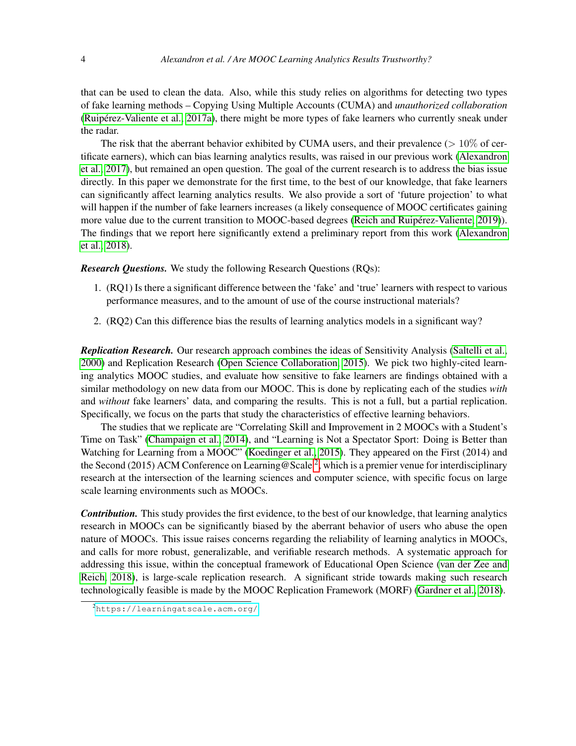that can be used to clean the data. Also, while this study relies on algorithms for detecting two types of fake learning methods – Copying Using Multiple Accounts (CUMA) and *unauthorized collaboration* (Ruipérez-Valiente et al., 2017a), there might be more types of fake learners who currently sneak under the radar.

The risk that the aberrant behavior exhibited by CUMA users, and their prevalence ($> 10\%$ of certificate earners), which can bias learning analytics results, was raised in our previous work (Alexandron et al., 2017), but remained an open question. The goal of the current research is to address the bias issue directly. In this paper we demonstrate for the first time, to the best of our knowledge, that fake learners can significantly affect learning analytics results. We also provide a sort of 'future projection' to what will happen if the number of fake learners increases (a likely consequence of MOOC certificates gaining more value due to the current transition to MOOC-based degrees (Reich and Ruipérez-Valiente, 2019)). The findings that we report here significantly extend a preliminary report from this work (Alexandron et al., 2018).

***Research Questions.*** We study the following Research Questions (RQs):

1. (RQ1) Is there a significant difference between the 'fake' and 'true' learners with respect to various performance measures, and to the amount of use of the course instructional materials?
2. (RQ2) Can this difference bias the results of learning analytics models in a significant way?

***Replication Research.*** Our research approach combines the ideas of Sensitivity Analysis (Saltelli et al., 2000) and Replication Research (Open Science Collaboration, 2015). We pick two highly-cited learning analytics MOOC studies, and evaluate how sensitive to fake learners are findings obtained with a similar methodology on new data from our MOOC. This is done by replicating each of the studies *with* and *without* fake learners' data, and comparing the results. This is not a full, but a partial replication. Specifically, we focus on the parts that study the characteristics of effective learning behaviors.

The studies that we replicate are "Correlating Skill and Improvement in 2 MOOCs with a Student's Time on Task" (Champaign et al., 2014), and "Learning is Not a Spectator Sport: Doing is Better than Watching for Learning from a MOOC" (Koedinger et al., 2015). They appeared on the First (2014) and the Second (2015) ACM Conference on Learning@Scale [2], which is a premier venue for interdisciplinary research at the intersection of the learning sciences and computer science, with specific focus on large scale learning environments such as MOOCs.

***Contribution.*** This study provides the first evidence, to the best of our knowledge, that learning analytics research in MOOCs can be significantly biased by the aberrant behavior of users who abuse the open nature of MOOCs. This issue raises concerns regarding the reliability of learning analytics in MOOCs, and calls for more robust, generalizable, and verifiable research methods. A systematic approach for addressing this issue, within the conceptual framework of Educational Open Science (van der Zee and Reich, 2018), is large-scale replication research. A significant stride towards making such research technologically feasible is made by the MOOC Replication Framework (MORF) (Gardner et al., 2018).

[2] https://learningatscale.acm.org/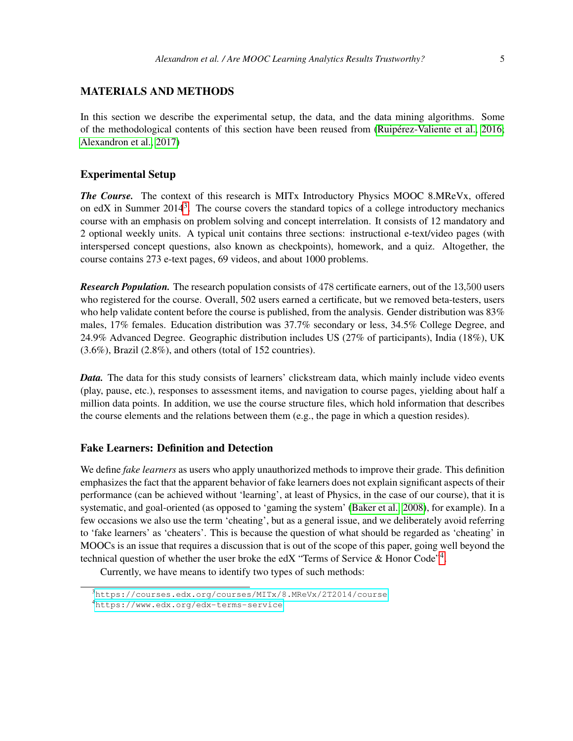## MATERIALS AND METHODS

In this section we describe the experimental setup, the data, and the data mining algorithms. Some of the methodological contents of this section have been reused from (Ruipérez-Valiente et al., 2016; Alexandron et al., 2017)

### Experimental Setup

***The Course.*** The context of this research is MITx Introductory Physics MOOC 8.MReVx, offered on edX in Summer 2014[3]. The course covers the standard topics of a college introductory mechanics course with an emphasis on problem solving and concept interrelation. It consists of 12 mandatory and 2 optional weekly units. A typical unit contains three sections: instructional e-text/video pages (with interspersed concept questions, also known as checkpoints), homework, and a quiz. Altogether, the course contains 273 e-text pages, 69 videos, and about 1000 problems.

***Research Population.*** The research population consists of 478 certificate earners, out of the 13,500 users who registered for the course. Overall, 502 users earned a certificate, but we removed beta-testers, users who help validate content before the course is published, from the analysis. Gender distribution was 83% males, 17% females. Education distribution was 37.7% secondary or less, 34.5% College Degree, and 24.9% Advanced Degree. Geographic distribution includes US (27% of participants), India (18%), UK (3.6%), Brazil (2.8%), and others (total of 152 countries).

***Data.*** The data for this study consists of learners' clickstream data, which mainly include video events (play, pause, etc.), responses to assessment items, and navigation to course pages, yielding about half a million data points. In addition, we use the course structure files, which hold information that describes the course elements and the relations between them (e.g., the page in which a question resides).

### Fake Learners: Definition and Detection

We define *fake learners* as users who apply unauthorized methods to improve their grade. This definition emphasizes the fact that the apparent behavior of fake learners does not explain significant aspects of their performance (can be achieved without 'learning', at least of Physics, in the case of our course), that it is systematic, and goal-oriented (as opposed to 'gaming the system' (Baker et al., 2008), for example). In a few occasions we also use the term 'cheating', but as a general issue, and we deliberately avoid referring to 'fake learners' as 'cheaters'. This is because the question of what should be regarded as 'cheating' in MOOCs is an issue that requires a discussion that is out of the scope of this paper, going well beyond the technical question of whether the user broke the edX "Terms of Service & Honor Code"[4].

Currently, we have means to identify two types of such methods:

[3] https://courses.edx.org/courses/MITx/8.MReVx/2T2014/course

[4] https://www.edx.org/edx-terms-service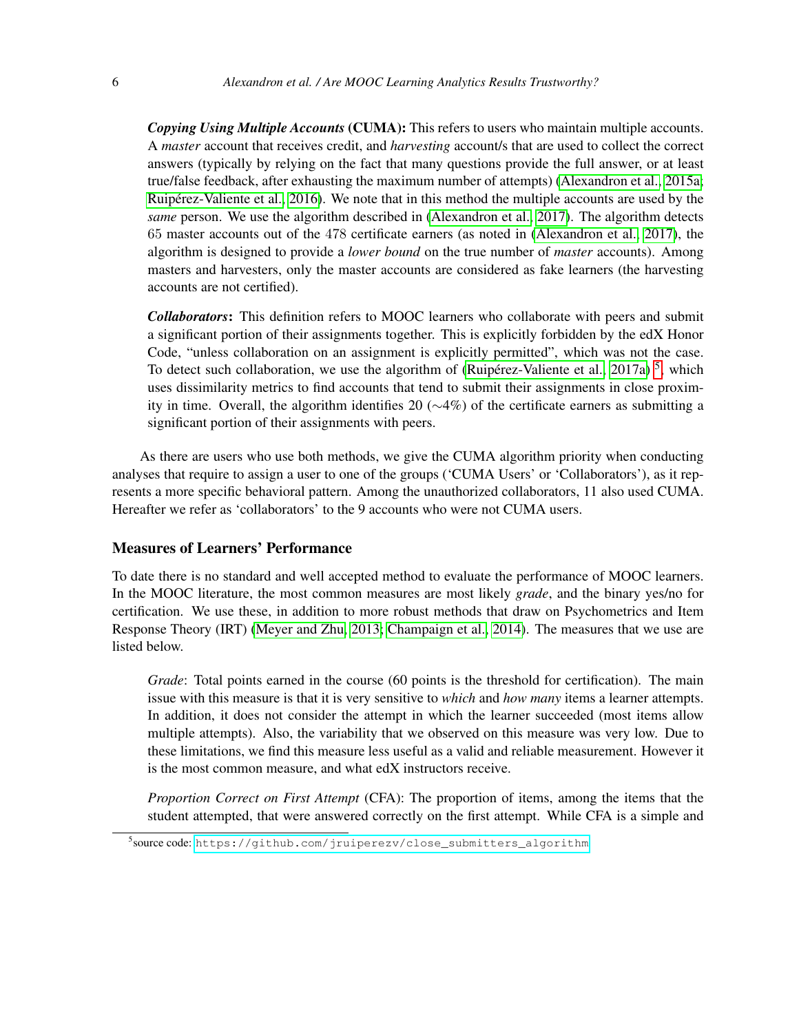***Copying Using Multiple Accounts*** **(CUMA):** This refers to users who maintain multiple accounts. A *master* account that receives credit, and *harvesting* account/s that are used to collect the correct answers (typically by relying on the fact that many questions provide the full answer, or at least true/false feedback, after exhausting the maximum number of attempts) (Alexandron et al., 2015a; Ruipérez-Valiente et al., 2016). We note that in this method the multiple accounts are used by the *same* person. We use the algorithm described in (Alexandron et al., 2017). The algorithm detects 65 master accounts out of the 478 certificate earners (as noted in (Alexandron et al., 2017), the algorithm is designed to provide a *lower bound* on the true number of *master* accounts). Among masters and harvesters, only the master accounts are considered as fake learners (the harvesting accounts are not certified).

***Collaborators*:** This definition refers to MOOC learners who collaborate with peers and submit a significant portion of their assignments together. This is explicitly forbidden by the edX Honor Code, "unless collaboration on an assignment is explicitly permitted", which was not the case. To detect such collaboration, we use the algorithm of (Ruipérez-Valiente et al., 2017a) [5], which uses dissimilarity metrics to find accounts that tend to submit their assignments in close proximity in time. Overall, the algorithm identifies 20 ($\sim$4%) of the certificate earners as submitting a significant portion of their assignments with peers.

As there are users who use both methods, we give the CUMA algorithm priority when conducting analyses that require to assign a user to one of the groups ('CUMA Users' or 'Collaborators'), as it represents a more specific behavioral pattern. Among the unauthorized collaborators, 11 also used CUMA. Hereafter we refer as 'collaborators' to the 9 accounts who were not CUMA users.

## Measures of Learners' Performance

To date there is no standard and well accepted method to evaluate the performance of MOOC learners. In the MOOC literature, the most common measures are most likely *grade*, and the binary yes/no for certification. We use these, in addition to more robust methods that draw on Psychometrics and Item Response Theory (IRT) (Meyer and Zhu, 2013; Champaign et al., 2014). The measures that we use are listed below.

*Grade*: Total points earned in the course (60 points is the threshold for certification). The main issue with this measure is that it is very sensitive to *which* and *how many* items a learner attempts. In addition, it does not consider the attempt in which the learner succeeded (most items allow multiple attempts). Also, the variability that we observed on this measure was very low. Due to these limitations, we find this measure less useful as a valid and reliable measurement. However it is the most common measure, and what edX instructors receive.

*Proportion Correct on First Attempt* (CFA): The proportion of items, among the items that the student attempted, that were answered correctly on the first attempt. While CFA is a simple and

[5] source code: https://github.com/jruiperezv/close_submitters_algorithm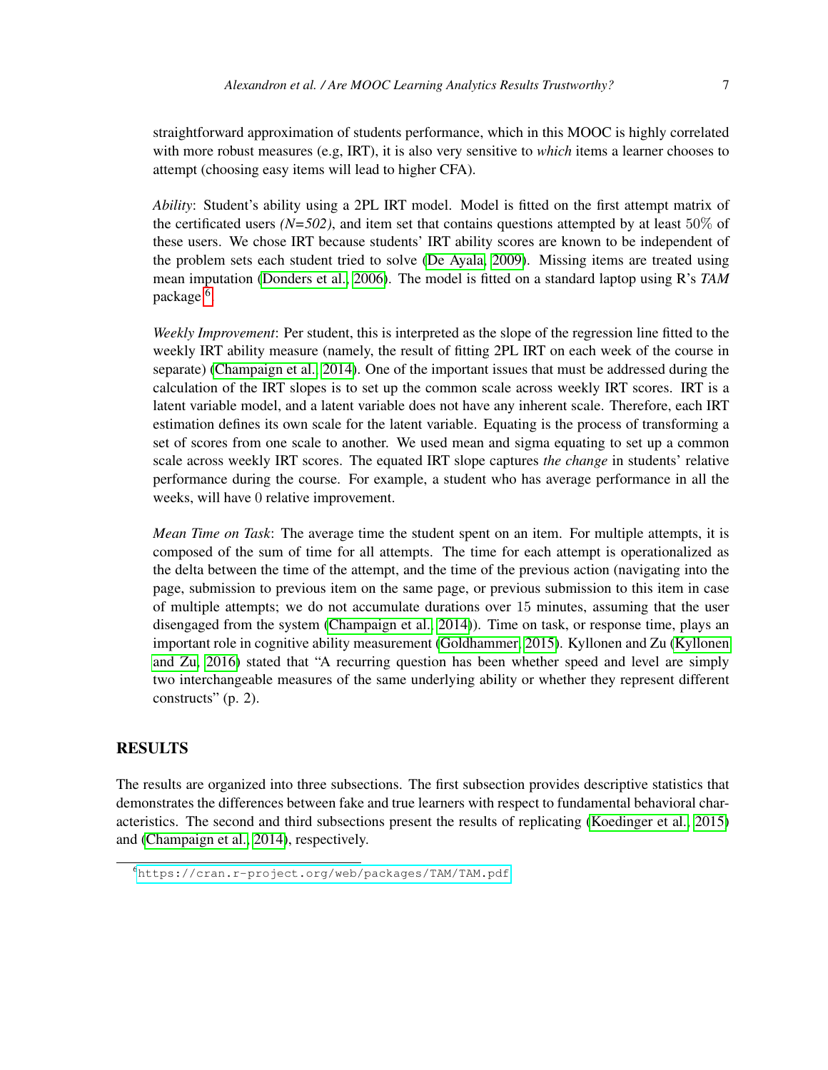straightforward approximation of students performance, which in this MOOC is highly correlated with more robust measures (e.g, IRT), it is also very sensitive to *which* items a learner chooses to attempt (choosing easy items will lead to higher CFA).

*Ability*: Student's ability using a 2PL IRT model. Model is fitted on the first attempt matrix of the certificated users *(N=502)*, and item set that contains questions attempted by at least 50% of these users. We chose IRT because students' IRT ability scores are known to be independent of the problem sets each student tried to solve (De Ayala, 2009). Missing items are treated using mean imputation (Donders et al., 2006). The model is fitted on a standard laptop using R's *TAM* package [6].

*Weekly Improvement*: Per student, this is interpreted as the slope of the regression line fitted to the weekly IRT ability measure (namely, the result of fitting 2PL IRT on each week of the course in separate) (Champaign et al., 2014). One of the important issues that must be addressed during the calculation of the IRT slopes is to set up the common scale across weekly IRT scores. IRT is a latent variable model, and a latent variable does not have any inherent scale. Therefore, each IRT estimation defines its own scale for the latent variable. Equating is the process of transforming a set of scores from one scale to another. We used mean and sigma equating to set up a common scale across weekly IRT scores. The equated IRT slope captures *the change* in students' relative performance during the course. For example, a student who has average performance in all the weeks, will have 0 relative improvement.

*Mean Time on Task*: The average time the student spent on an item. For multiple attempts, it is composed of the sum of time for all attempts. The time for each attempt is operationalized as the delta between the time of the attempt, and the time of the previous action (navigating into the page, submission to previous item on the same page, or previous submission to this item in case of multiple attempts; we do not accumulate durations over 15 minutes, assuming that the user disengaged from the system (Champaign et al., 2014)). Time on task, or response time, plays an important role in cognitive ability measurement (Goldhammer, 2015). Kyllonen and Zu (Kyllonen and Zu, 2016) stated that "A recurring question has been whether speed and level are simply two interchangeable measures of the same underlying ability or whether they represent different constructs" (p. 2).

## RESULTS

The results are organized into three subsections. The first subsection provides descriptive statistics that demonstrates the differences between fake and true learners with respect to fundamental behavioral characteristics. The second and third subsections present the results of replicating (Koedinger et al., 2015) and (Champaign et al., 2014), respectively.

[6] https://cran.r-project.org/web/packages/TAM/TAM.pdf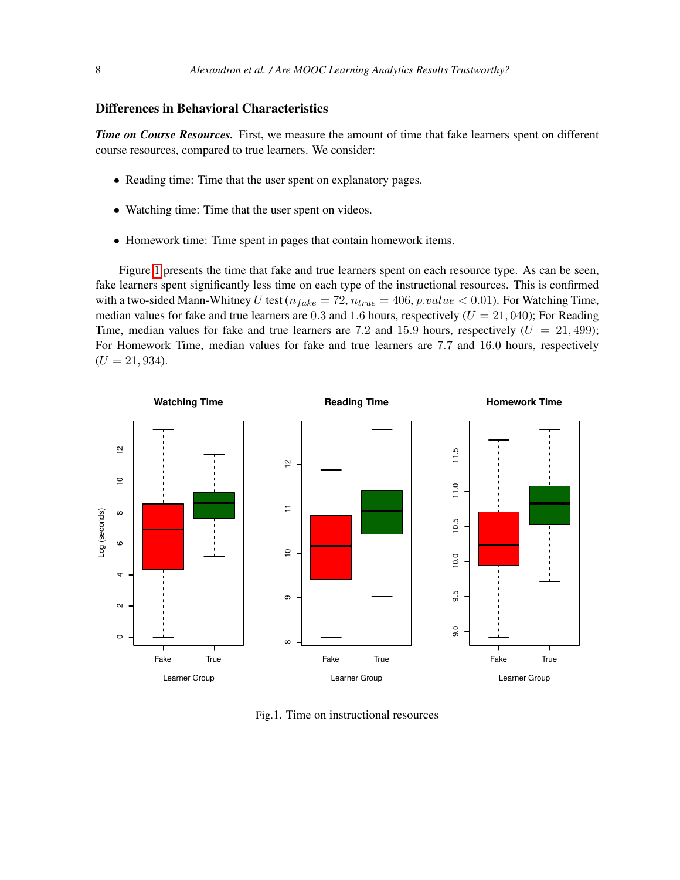### Differences in Behavioral Characteristics

***Time on Course Resources.*** First, we measure the amount of time that fake learners spent on different course resources, compared to true learners. We consider:

- Reading time: Time that the user spent on explanatory pages.
- Watching time: Time that the user spent on videos.
- Homework time: Time spent in pages that contain homework items.

Figure 1 presents the time that fake and true learners spent on each resource type. As can be seen, fake learners spent significantly less time on each type of the instructional resources. This is confirmed with a two-sided Mann-Whitney $U$ test ($n_{fake} = 72$, $n_{true} = 406$, $p.value < 0.01$). For Watching Time, median values for fake and true learners are $0.3$ and $1.6$ hours, respectively ($U = 21,040$); For Reading Time, median values for fake and true learners are $7.2$ and $15.9$ hours, respectively ($U = 21,499$); For Homework Time, median values for fake and true learners are $7.7$ and $16.0$ hours, respectively ($U = 21,934$).

Fig.1. Time on instructional resources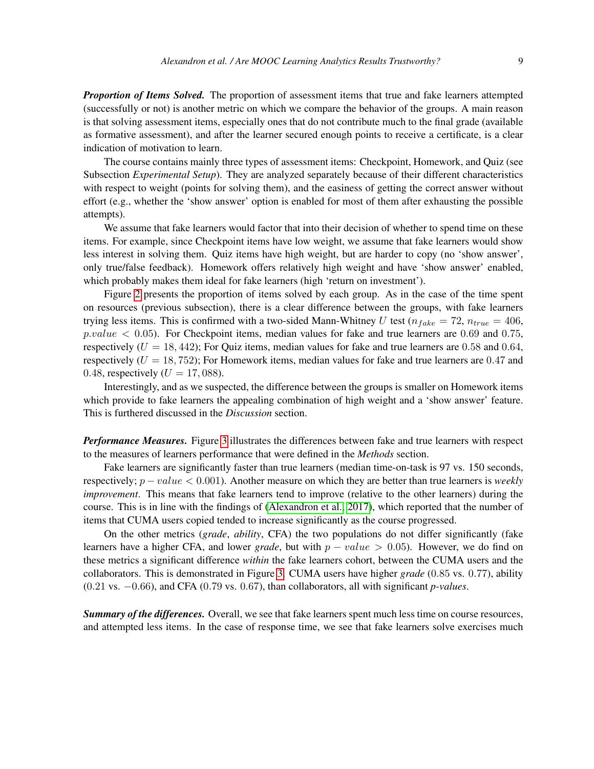***Proportion of Items Solved.*** The proportion of assessment items that true and fake learners attempted (successfully or not) is another metric on which we compare the behavior of the groups. A main reason is that solving assessment items, especially ones that do not contribute much to the final grade (available as formative assessment), and after the learner secured enough points to receive a certificate, is a clear indication of motivation to learn.

The course contains mainly three types of assessment items: Checkpoint, Homework, and Quiz (see Subsection *Experimental Setup*). They are analyzed separately because of their different characteristics with respect to weight (points for solving them), and the easiness of getting the correct answer without effort (e.g., whether the 'show answer' option is enabled for most of them after exhausting the possible attempts).

We assume that fake learners would factor that into their decision of whether to spend time on these items. For example, since Checkpoint items have low weight, we assume that fake learners would show less interest in solving them. Quiz items have high weight, but are harder to copy (no 'show answer', only true/false feedback). Homework offers relatively high weight and have 'show answer' enabled, which probably makes them ideal for fake learners (high 'return on investment').

Figure 2 presents the proportion of items solved by each group. As in the case of the time spent on resources (previous subsection), there is a clear difference between the groups, with fake learners trying less items. This is confirmed with a two-sided Mann-Whitney $U$ test ($n_{fake} = 72$, $n_{true} = 406$, $p.value < 0.05$). For Checkpoint items, median values for fake and true learners are $0.69$ and $0.75$, respectively ($U = 18,442$); For Quiz items, median values for fake and true learners are $0.58$ and $0.64$, respectively ($U = 18,752$); For Homework items, median values for fake and true learners are $0.47$ and $0.48$, respectively ($U = 17,088$).

Interestingly, and as we suspected, the difference between the groups is smaller on Homework items which provide to fake learners the appealing combination of high weight and a 'show answer' feature. This is furthered discussed in the *Discussion* section.

***Performance Measures.*** Figure 3 illustrates the differences between fake and true learners with respect to the measures of learners performance that were defined in the *Methods* section.

Fake learners are significantly faster than true learners (median time-on-task is 97 vs. 150 seconds, respectively; $p-value < 0.001$). Another measure on which they are better than true learners is *weekly improvement*. This means that fake learners tend to improve (relative to the other learners) during the course. This is in line with the findings of (Alexandron et al., 2017), which reported that the number of items that CUMA users copied tended to increase significantly as the course progressed.

On the other metrics (*grade*, *ability*, CFA) the two populations do not differ significantly (fake learners have a higher CFA, and lower *grade*, but with $p - value > 0.05$). However, we do find on these metrics a significant difference *within* the fake learners cohort, between the CUMA users and the collaborators. This is demonstrated in Figure 3. CUMA users have higher *grade* ($0.85$ vs. $0.77$), ability ($0.21$ vs. $-0.66$), and CFA ($0.79$ vs. $0.67$), than collaborators, all with significant *p-values*.

***Summary of the differences.*** Overall, we see that fake learners spent much less time on course resources, and attempted less items. In the case of response time, we see that fake learners solve exercises much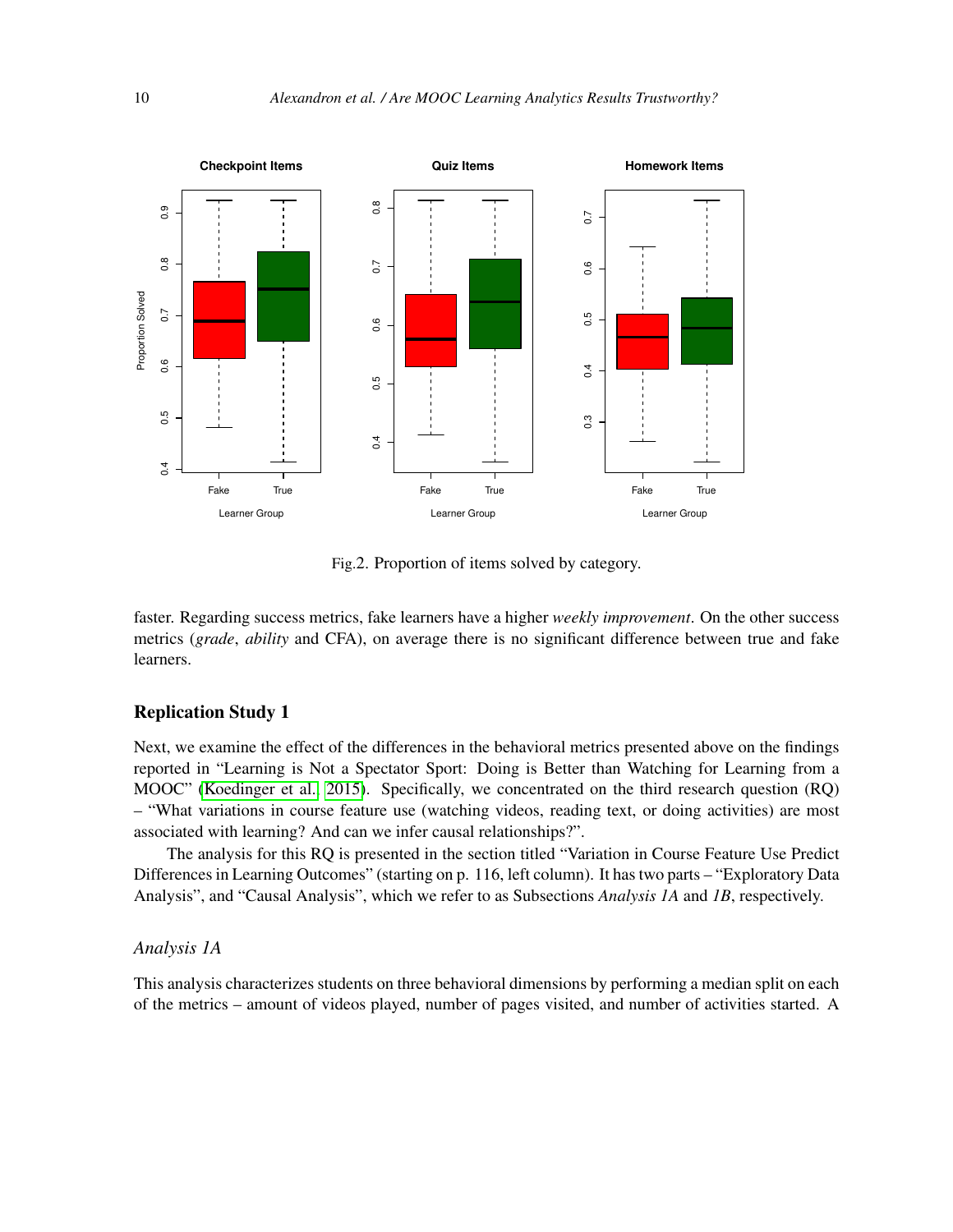Fig.2. Proportion of items solved by category.

faster. Regarding success metrics, fake learners have a higher *weekly improvement*. On the other success metrics (*grade*, *ability* and CFA), on average there is no significant difference between true and fake learners.

## Replication Study 1

Next, we examine the effect of the differences in the behavioral metrics presented above on the findings reported in "Learning is Not a Spectator Sport: Doing is Better than Watching for Learning from a MOOC" (Koedinger et al. 2015). Specifically, we concentrated on the third research question (RQ) – "What variations in course feature use (watching videos, reading text, or doing activities) are most associated with learning? And can we infer causal relationships?".

The analysis for this RQ is presented in the section titled "Variation in Course Feature Use Predict Differences in Learning Outcomes" (starting on p. 116, left column). It has two parts – "Exploratory Data Analysis", and "Causal Analysis", which we refer to as Subsections *Analysis 1A* and *1B*, respectively.

### *Analysis 1A*

This analysis characterizes students on three behavioral dimensions by performing a median split on each of the metrics – amount of videos played, number of pages visited, and number of activities started. A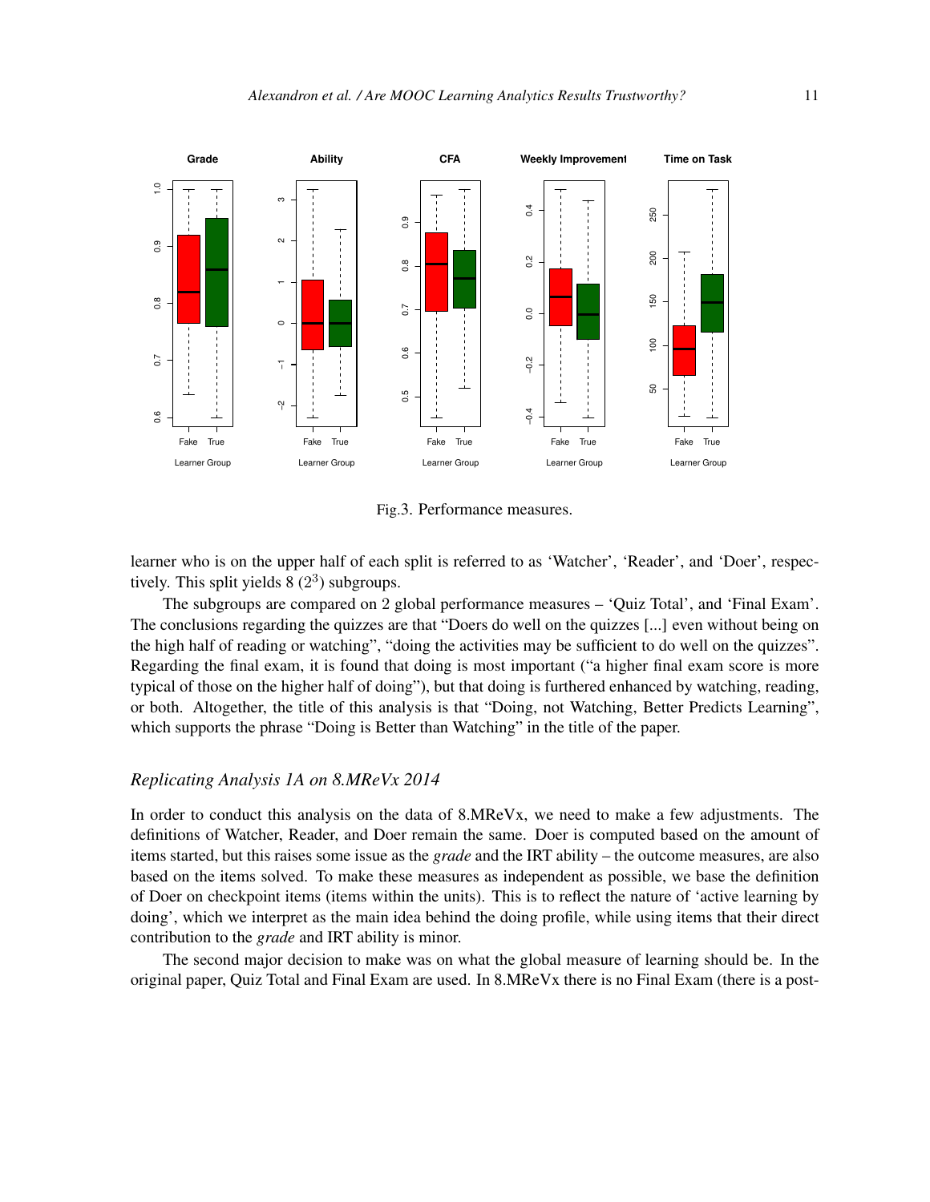Fig.3. Performance measures.

learner who is on the upper half of each split is referred to as ‘Watcher’, ‘Reader’, and ‘Doer’, respectively. This split yields 8 ($2^3$) subgroups.

The subgroups are compared on 2 global performance measures – ‘Quiz Total’, and ‘Final Exam’. The conclusions regarding the quizzes are that “Doers do well on the quizzes [...] even without being on the high half of reading or watching”, “doing the activities may be sufficient to do well on the quizzes”. Regarding the final exam, it is found that doing is most important (“a higher final exam score is more typical of those on the higher half of doing”), but that doing is furthered enhanced by watching, reading, or both. Altogether, the title of this analysis is that “Doing, not Watching, Better Predicts Learning”, which supports the phrase “Doing is Better than Watching” in the title of the paper.

### *Replicating Analysis 1A on 8.MReVx 2014*

In order to conduct this analysis on the data of 8.MReVx, we need to make a few adjustments. The definitions of Watcher, Reader, and Doer remain the same. Doer is computed based on the amount of items started, but this raises some issue as the *grade* and the IRT ability – the outcome measures, are also based on the items solved. To make these measures as independent as possible, we base the definition of Doer on checkpoint items (items within the units). This is to reflect the nature of ‘active learning by doing’, which we interpret as the main idea behind the doing profile, while using items that their direct contribution to the *grade* and IRT ability is minor.

The second major decision to make was on what the global measure of learning should be. In the original paper, Quiz Total and Final Exam are used. In 8.MReVx there is no Final Exam (there is a post-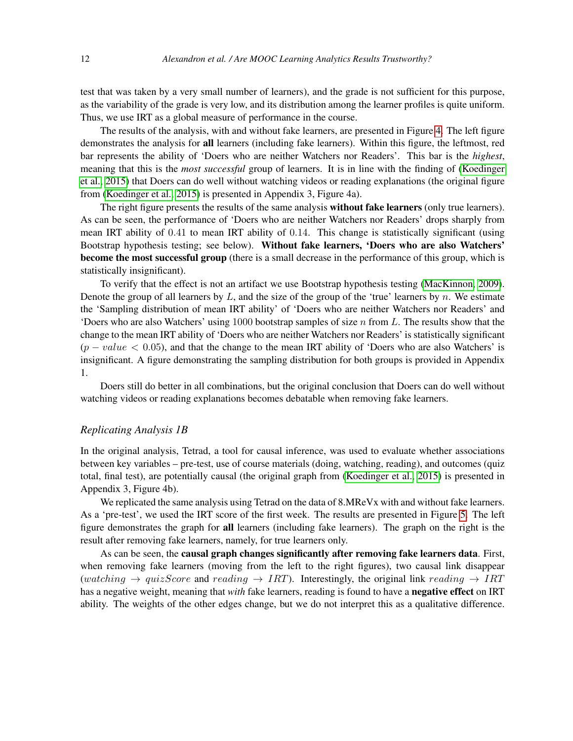test that was taken by a very small number of learners), and the grade is not sufficient for this purpose, as the variability of the grade is very low, and its distribution among the learner profiles is quite uniform. Thus, we use IRT as a global measure of performance in the course.

The results of the analysis, with and without fake learners, are presented in Figure 4. The left figure demonstrates the analysis for **all** learners (including fake learners). Within this figure, the leftmost, red bar represents the ability of 'Doers who are neither Watchers nor Readers'. This bar is the *highest*, meaning that this is the *most successful* group of learners. It is in line with the finding of (Koedinger et al., 2015) that Doers can do well without watching videos or reading explanations (the original figure from (Koedinger et al., 2015) is presented in Appendix 3, Figure 4a).

The right figure presents the results of the same analysis **without fake learners** (only true learners). As can be seen, the performance of 'Doers who are neither Watchers nor Readers' drops sharply from mean IRT ability of $0.41$ to mean IRT ability of $0.14$. This change is statistically significant (using Bootstrap hypothesis testing; see below). **Without fake learners, 'Doers who are also Watchers' become the most successful group** (there is a small decrease in the performance of this group, which is statistically insignificant).

To verify that the effect is not an artifact we use Bootstrap hypothesis testing (MacKinnon, 2009). Denote the group of all learners by $L$, and the size of the group of the 'true' learners by $n$. We estimate the 'Sampling distribution of mean IRT ability' of 'Doers who are neither Watchers nor Readers' and 'Doers who are also Watchers' using $1000$ bootstrap samples of size $n$ from $L$. The results show that the change to the mean IRT ability of 'Doers who are neither Watchers nor Readers' is statistically significant ($p-value < 0.05$), and that the change to the mean IRT ability of 'Doers who are also Watchers' is insignificant. A figure demonstrating the sampling distribution for both groups is provided in Appendix 1.

Doers still do better in all combinations, but the original conclusion that Doers can do well without watching videos or reading explanations becomes debatable when removing fake learners.

### *Replicating Analysis 1B*

In the original analysis, Tetrad, a tool for causal inference, was used to evaluate whether associations between key variables – pre-test, use of course materials (doing, watching, reading), and outcomes (quiz total, final test), are potentially causal (the original graph from (Koedinger et al., 2015) is presented in Appendix 3, Figure 4b).

We replicated the same analysis using Tetrad on the data of 8.MReVx with and without fake learners. As a 'pre-test', we used the IRT score of the first week. The results are presented in Figure 5. The left figure demonstrates the graph for **all** learners (including fake learners). The graph on the right is the result after removing fake learners, namely, for true learners only.

As can be seen, the **causal graph changes significantly after removing fake learners data**. First, when removing fake learners (moving from the left to the right figures), two causal link disappear ($watching \rightarrow quizScore$ and $reading \rightarrow IRT$). Interestingly, the original link $reading \rightarrow IRT$ has a negative weight, meaning that *with* fake learners, reading is found to have a **negative effect** on IRT ability. The weights of the other edges change, but we do not interpret this as a qualitative difference.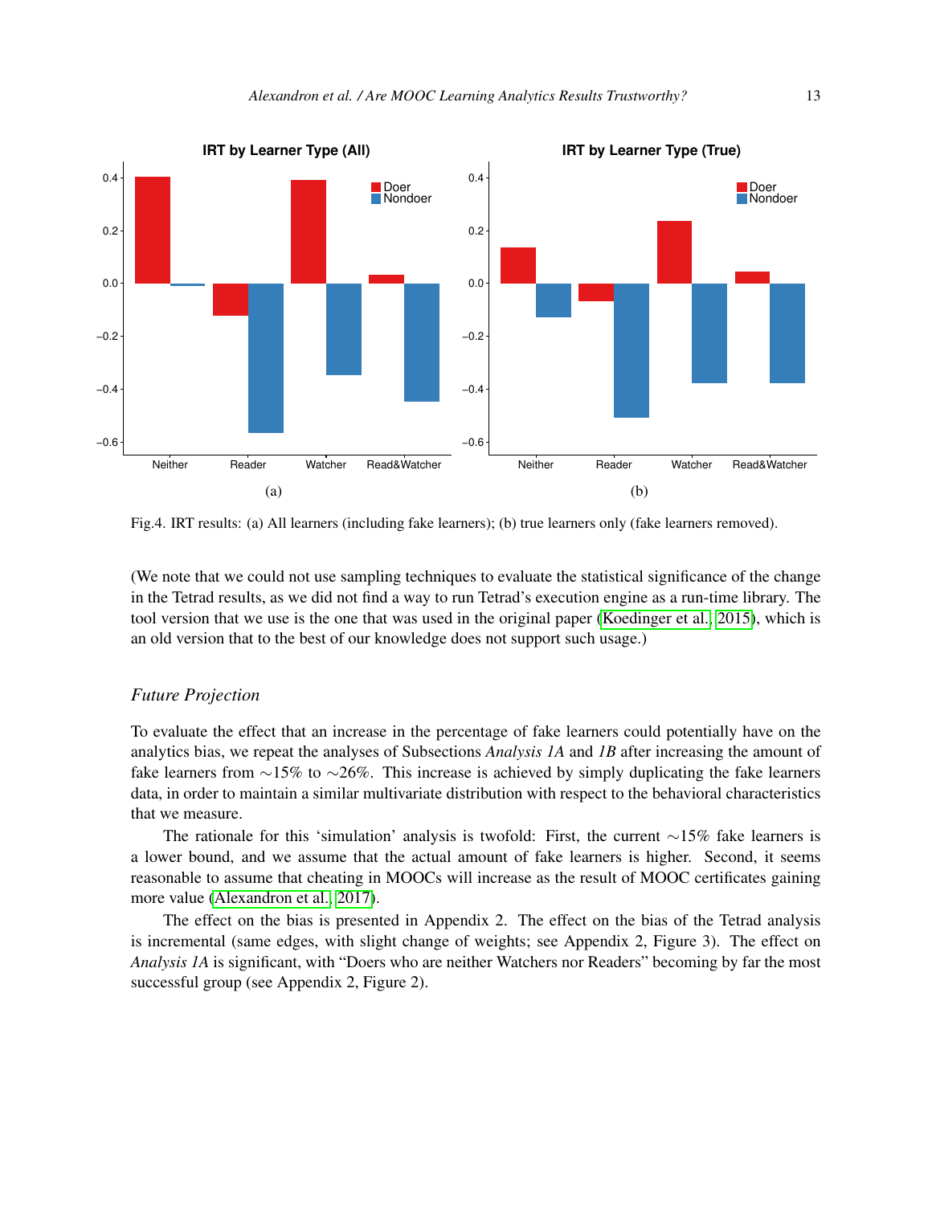Fig.4. IRT results: (a) All learners (including fake learners); (b) true learners only (fake learners removed).

(We note that we could not use sampling techniques to evaluate the statistical significance of the change in the Tetrad results, as we did not find a way to run Tetrad's execution engine as a run-time library. The tool version that we use is the one that was used in the original paper (Koedinger et al., 2015), which is an old version that to the best of our knowledge does not support such usage.)

### *Future Projection*

To evaluate the effect that an increase in the percentage of fake learners could potentially have on the analytics bias, we repeat the analyses of Subsections *Analysis 1A* and *1B* after increasing the amount of fake learners from ∼15% to ∼26%. This increase is achieved by simply duplicating the fake learners data, in order to maintain a similar multivariate distribution with respect to the behavioral characteristics that we measure.

The rationale for this 'simulation' analysis is twofold: First, the current ∼15% fake learners is a lower bound, and we assume that the actual amount of fake learners is higher. Second, it seems reasonable to assume that cheating in MOOCs will increase as the result of MOOC certificates gaining more value (Alexandron et al., 2017).

The effect on the bias is presented in Appendix 2. The effect on the bias of the Tetrad analysis is incremental (same edges, with slight change of weights; see Appendix 2, Figure 3). The effect on *Analysis 1A* is significant, with "Doers who are neither Watchers nor Readers" becoming by far the most successful group (see Appendix 2, Figure 2).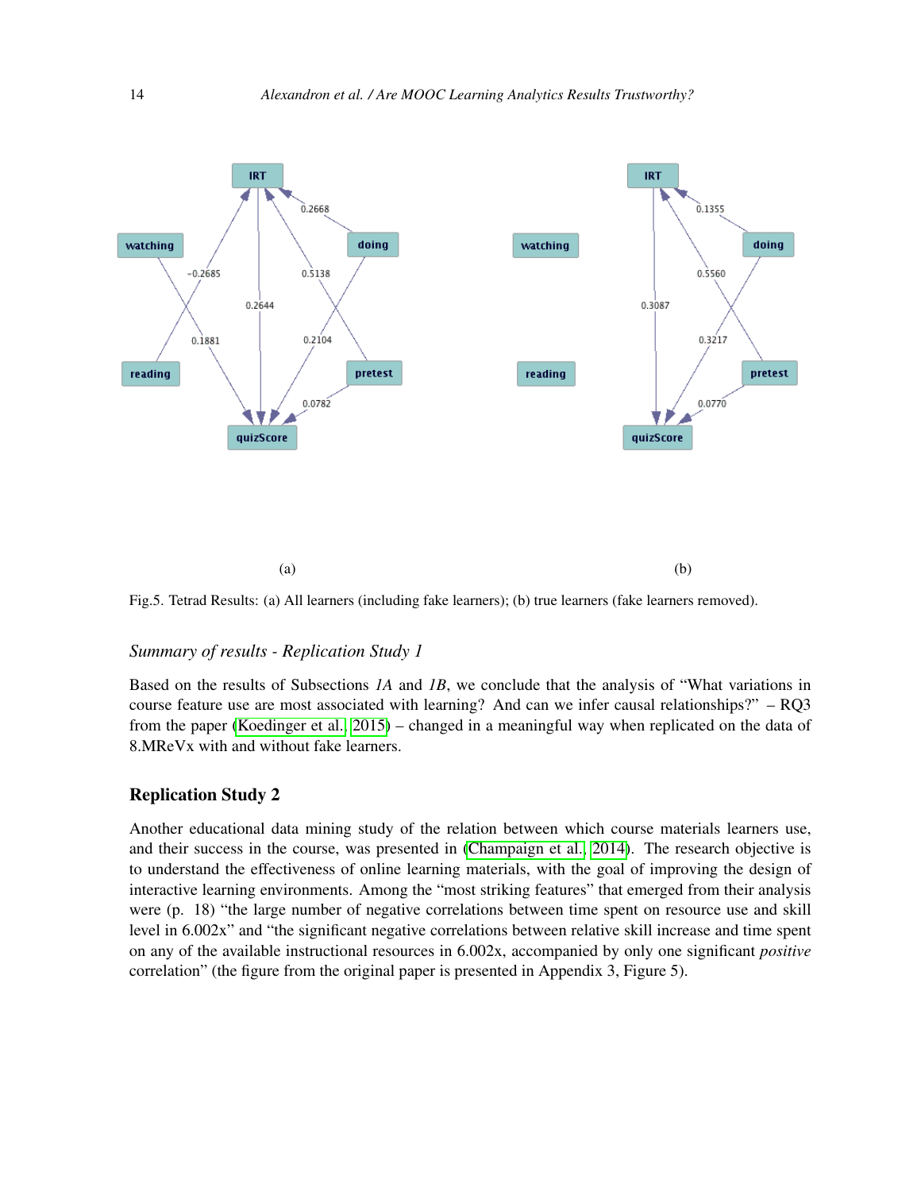(a)

(b)

Fig.5. Tetrad Results: (a) All learners (including fake learners); (b) true learners (fake learners removed).

### *Summary of results - Replication Study 1*

Based on the results of Subsections *1A* and *1B*, we conclude that the analysis of "What variations in course feature use are most associated with learning? And can we infer causal relationships?" – RQ3 from the paper (Koedinger et al., 2015) – changed in a meaningful way when replicated on the data of 8.MReVx with and without fake learners.

## Replication Study 2

Another educational data mining study of the relation between which course materials learners use, and their success in the course, was presented in (Champaign et al., 2014). The research objective is to understand the effectiveness of online learning materials, with the goal of improving the design of interactive learning environments. Among the "most striking features" that emerged from their analysis were (p. 18) "the large number of negative correlations between time spent on resource use and skill level in 6.002x" and "the significant negative correlations between relative skill increase and time spent on any of the available instructional resources in 6.002x, accompanied by only one significant *positive* correlation" (the figure from the original paper is presented in Appendix 3, Figure 5).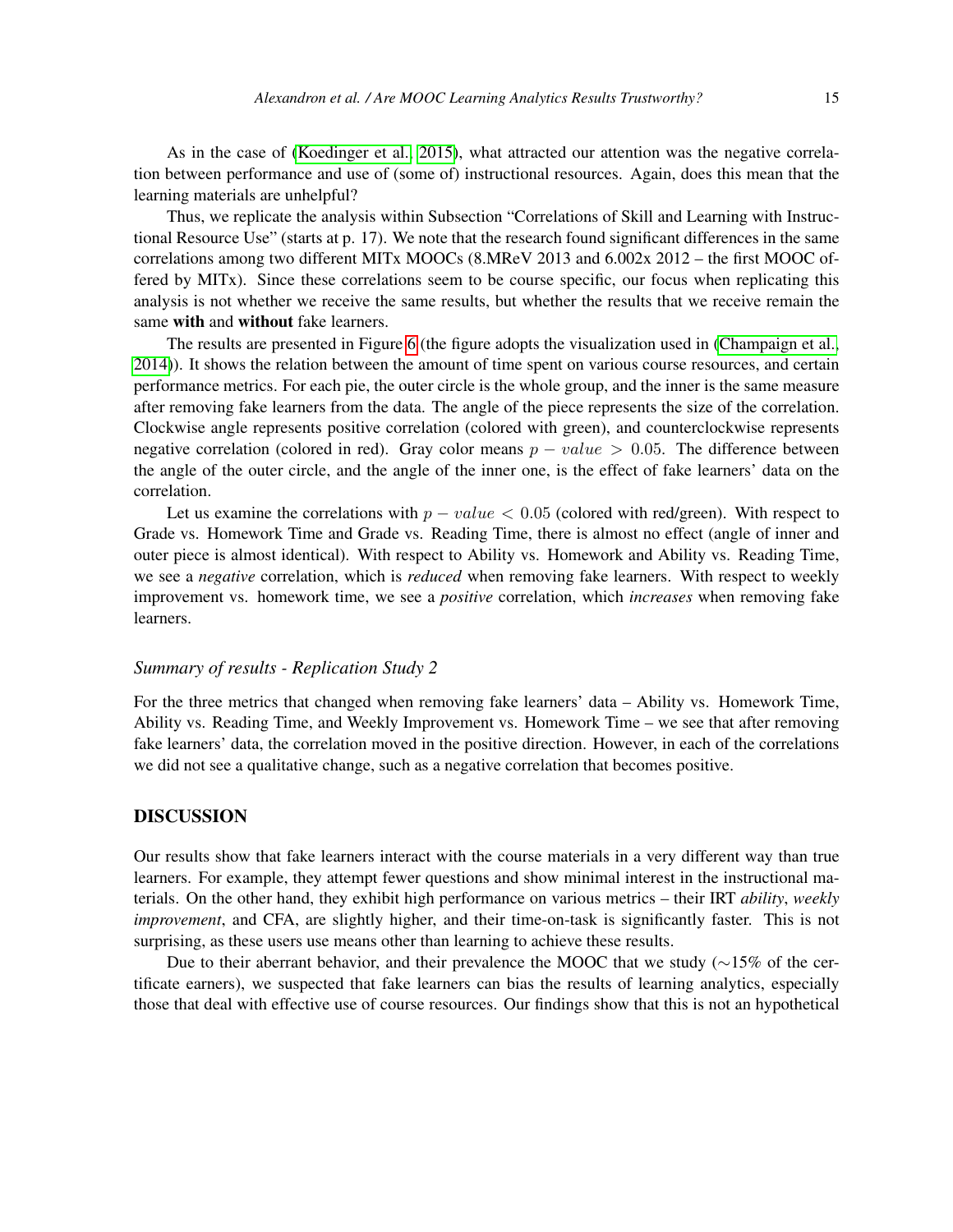As in the case of (Koedinger et al., 2015), what attracted our attention was the negative correlation between performance and use of (some of) instructional resources. Again, does this mean that the learning materials are unhelpful?

Thus, we replicate the analysis within Subsection "Correlations of Skill and Learning with Instructional Resource Use" (starts at p. 17). We note that the research found significant differences in the same correlations among two different MITx MOOCs (8.MReV 2013 and 6.002x 2012 – the first MOOC offered by MITx). Since these correlations seem to be course specific, our focus when replicating this analysis is not whether we receive the same results, but whether the results that we receive remain the same **with** and **without** fake learners.

The results are presented in Figure 6 (the figure adopts the visualization used in (Champaign et al., 2014)). It shows the relation between the amount of time spent on various course resources, and certain performance metrics. For each pie, the outer circle is the whole group, and the inner is the same measure after removing fake learners from the data. The angle of the piece represents the size of the correlation. Clockwise angle represents positive correlation (colored with green), and counterclockwise represents negative correlation (colored in red). Gray color means $p - value > 0.05$. The difference between the angle of the outer circle, and the angle of the inner one, is the effect of fake learners' data on the correlation.

Let us examine the correlations with $p - value < 0.05$ (colored with red/green). With respect to Grade vs. Homework Time and Grade vs. Reading Time, there is almost no effect (angle of inner and outer piece is almost identical). With respect to Ability vs. Homework and Ability vs. Reading Time, we see a *negative* correlation, which is *reduced* when removing fake learners. With respect to weekly improvement vs. homework time, we see a *positive* correlation, which *increases* when removing fake learners.

### *Summary of results - Replication Study 2*

For the three metrics that changed when removing fake learners' data – Ability vs. Homework Time, Ability vs. Reading Time, and Weekly Improvement vs. Homework Time – we see that after removing fake learners' data, the correlation moved in the positive direction. However, in each of the correlations we did not see a qualitative change, such as a negative correlation that becomes positive.

## DISCUSSION

Our results show that fake learners interact with the course materials in a very different way than true learners. For example, they attempt fewer questions and show minimal interest in the instructional materials. On the other hand, they exhibit high performance on various metrics – their IRT *ability*, *weekly improvement*, and CFA, are slightly higher, and their time-on-task is significantly faster. This is not surprising, as these users use means other than learning to achieve these results.

Due to their aberrant behavior, and their prevalence the MOOC that we study (∼15% of the certificate earners), we suspected that fake learners can bias the results of learning analytics, especially those that deal with effective use of course resources. Our findings show that this is not an hypothetical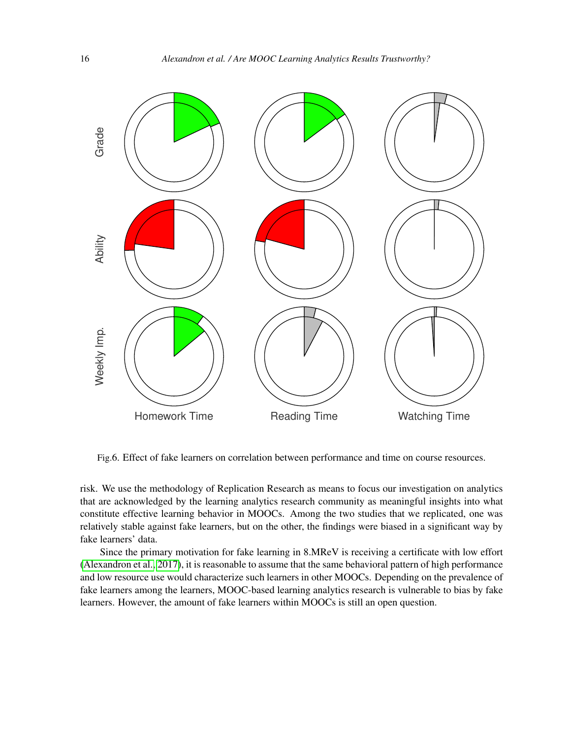Fig.6. Effect of fake learners on correlation between performance and time on course resources.

risk. We use the methodology of Replication Research as means to focus our investigation on analytics that are acknowledged by the learning analytics research community as meaningful insights into what constitute effective learning behavior in MOOCs. Among the two studies that we replicated, one was relatively stable against fake learners, but on the other, the findings were biased in a significant way by fake learners' data.

Since the primary motivation for fake learning in 8.MReV is receiving a certificate with low effort (Alexandron et al., 2017), it is reasonable to assume that the same behavioral pattern of high performance and low resource use would characterize such learners in other MOOCs. Depending on the prevalence of fake learners among the learners, MOOC-based learning analytics research is vulnerable to bias by fake learners. However, the amount of fake learners within MOOCs is still an open question.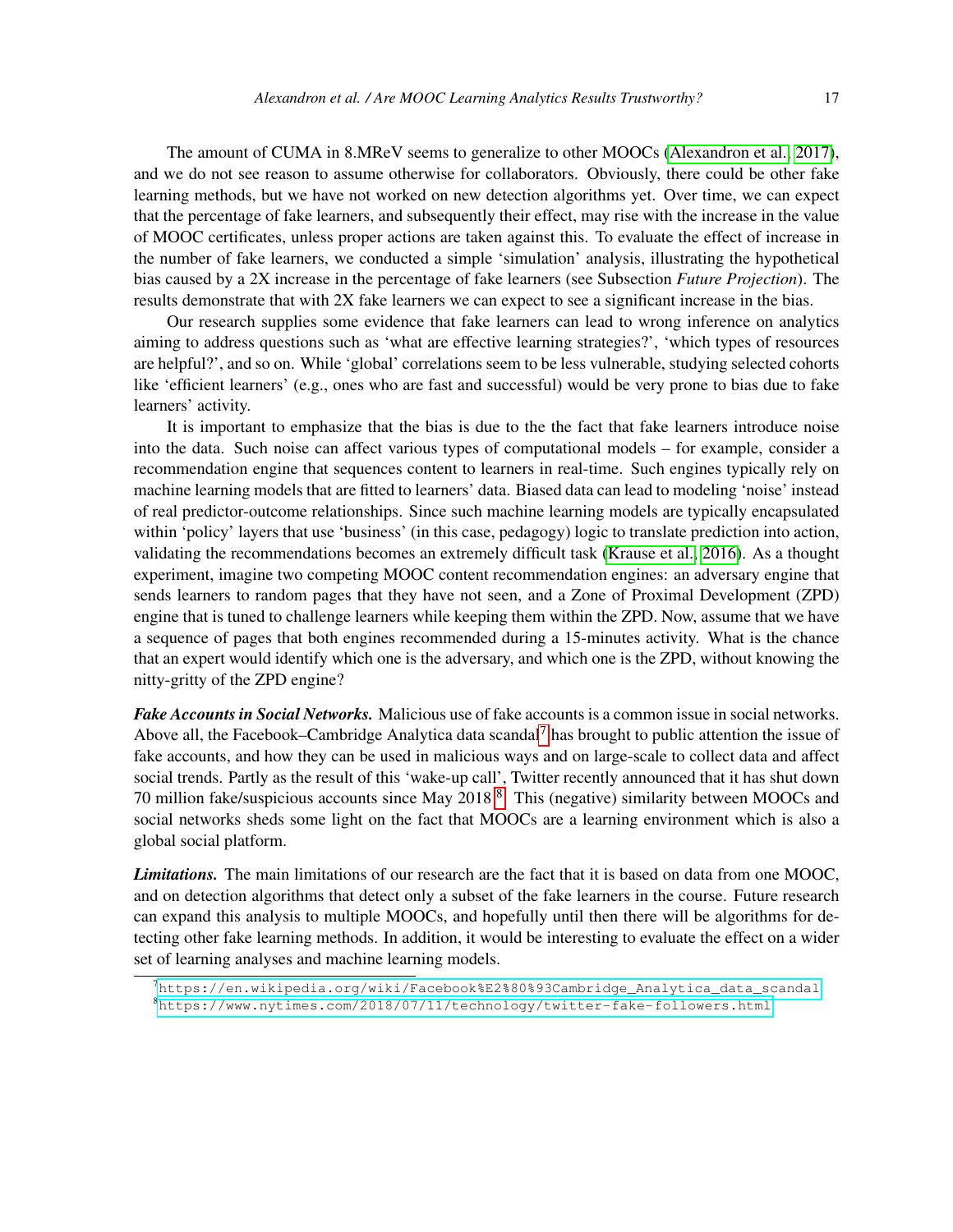The amount of CUMA in 8.MReV seems to generalize to other MOOCs (Alexandron et al., 2017), and we do not see reason to assume otherwise for collaborators. Obviously, there could be other fake learning methods, but we have not worked on new detection algorithms yet. Over time, we can expect that the percentage of fake learners, and subsequently their effect, may rise with the increase in the value of MOOC certificates, unless proper actions are taken against this. To evaluate the effect of increase in the number of fake learners, we conducted a simple 'simulation' analysis, illustrating the hypothetical bias caused by a 2X increase in the percentage of fake learners (see Subsection *Future Projection*). The results demonstrate that with 2X fake learners we can expect to see a significant increase in the bias.

Our research supplies some evidence that fake learners can lead to wrong inference on analytics aiming to address questions such as 'what are effective learning strategies?', 'which types of resources are helpful?', and so on. While 'global' correlations seem to be less vulnerable, studying selected cohorts like 'efficient learners' (e.g., ones who are fast and successful) would be very prone to bias due to fake learners' activity.

It is important to emphasize that the bias is due to the the fact that fake learners introduce noise into the data. Such noise can affect various types of computational models – for example, consider a recommendation engine that sequences content to learners in real-time. Such engines typically rely on machine learning models that are fitted to learners' data. Biased data can lead to modeling 'noise' instead of real predictor-outcome relationships. Since such machine learning models are typically encapsulated within 'policy' layers that use 'business' (in this case, pedagogy) logic to translate prediction into action, validating the recommendations becomes an extremely difficult task (Krause et al., 2016). As a thought experiment, imagine two competing MOOC content recommendation engines: an adversary engine that sends learners to random pages that they have not seen, and a Zone of Proximal Development (ZPD) engine that is tuned to challenge learners while keeping them within the ZPD. Now, assume that we have a sequence of pages that both engines recommended during a 15-minutes activity. What is the chance that an expert would identify which one is the adversary, and which one is the ZPD, without knowing the nitty-gritty of the ZPD engine?

***Fake Accounts in Social Networks.*** Malicious use of fake accounts is a common issue in social networks. Above all, the Facebook–Cambridge Analytica data scandal[7] has brought to public attention the issue of fake accounts, and how they can be used in malicious ways and on large-scale to collect data and affect social trends. Partly as the result of this 'wake-up call', Twitter recently announced that it has shut down 70 million fake/suspicious accounts since May 2018.[8] This (negative) similarity between MOOCs and social networks sheds some light on the fact that MOOCs are a learning environment which is also a global social platform.

***Limitations.*** The main limitations of our research are the fact that it is based on data from one MOOC, and on detection algorithms that detect only a subset of the fake learners in the course. Future research can expand this analysis to multiple MOOCs, and hopefully until then there will be algorithms for detecting other fake learning methods. In addition, it would be interesting to evaluate the effect on a wider set of learning analyses and machine learning models.

[7] https://en.wikipedia.org/wiki/Facebook%E2%80%93Cambridge_Analytica_data_scandal

[8] https://www.nytimes.com/2018/07/11/technology/twitter-fake-followers.html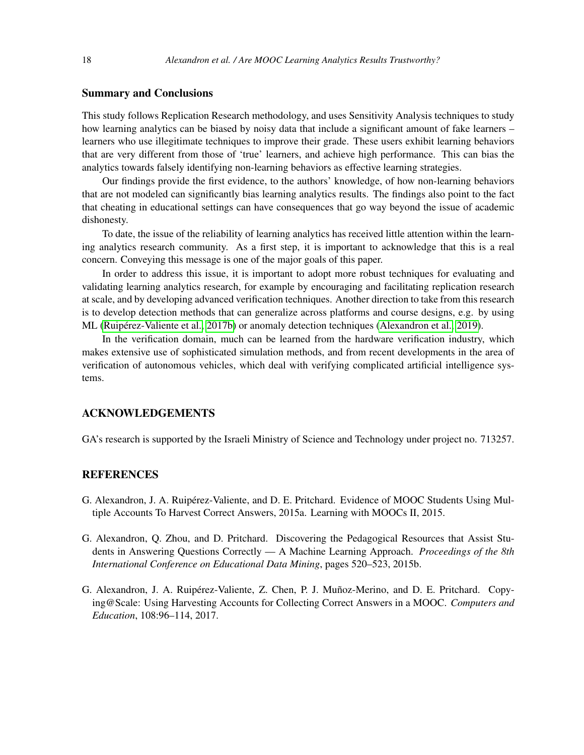## Summary and Conclusions

This study follows Replication Research methodology, and uses Sensitivity Analysis techniques to study how learning analytics can be biased by noisy data that include a significant amount of fake learners – learners who use illegitimate techniques to improve their grade. These users exhibit learning behaviors that are very different from those of 'true' learners, and achieve high performance. This can bias the analytics towards falsely identifying non-learning behaviors as effective learning strategies.

Our findings provide the first evidence, to the authors' knowledge, of how non-learning behaviors that are not modeled can significantly bias learning analytics results. The findings also point to the fact that cheating in educational settings can have consequences that go way beyond the issue of academic dishonesty.

To date, the issue of the reliability of learning analytics has received little attention within the learning analytics research community. As a first step, it is important to acknowledge that this is a real concern. Conveying this message is one of the major goals of this paper.

In order to address this issue, it is important to adopt more robust techniques for evaluating and validating learning analytics research, for example by encouraging and facilitating replication research at scale, and by developing advanced verification techniques. Another direction to take from this research is to develop detection methods that can generalize across platforms and course designs, e.g. by using ML (Ruipérez-Valiente et al., 2017b) or anomaly detection techniques (Alexandron et al., 2019).

In the verification domain, much can be learned from the hardware verification industry, which makes extensive use of sophisticated simulation methods, and from recent developments in the area of verification of autonomous vehicles, which deal with verifying complicated artificial intelligence systems.

## ACKNOWLEDGEMENTS

GA's research is supported by the Israeli Ministry of Science and Technology under project no. 713257.

## REFERENCES

G. Alexandron, J. A. Ruipérez-Valiente, and D. E. Pritchard. Evidence of MOOC Students Using Multiple Accounts To Harvest Correct Answers, 2015a. Learning with MOOCs II, 2015.

G. Alexandron, Q. Zhou, and D. Pritchard. Discovering the Pedagogical Resources that Assist Students in Answering Questions Correctly — A Machine Learning Approach. *Proceedings of the 8th International Conference on Educational Data Mining*, pages 520–523, 2015b.

G. Alexandron, J. A. Ruipérez-Valiente, Z. Chen, P. J. Muñoz-Merino, and D. E. Pritchard. Copying@Scale: Using Harvesting Accounts for Collecting Correct Answers in a MOOC. *Computers and Education*, 108:96–114, 2017.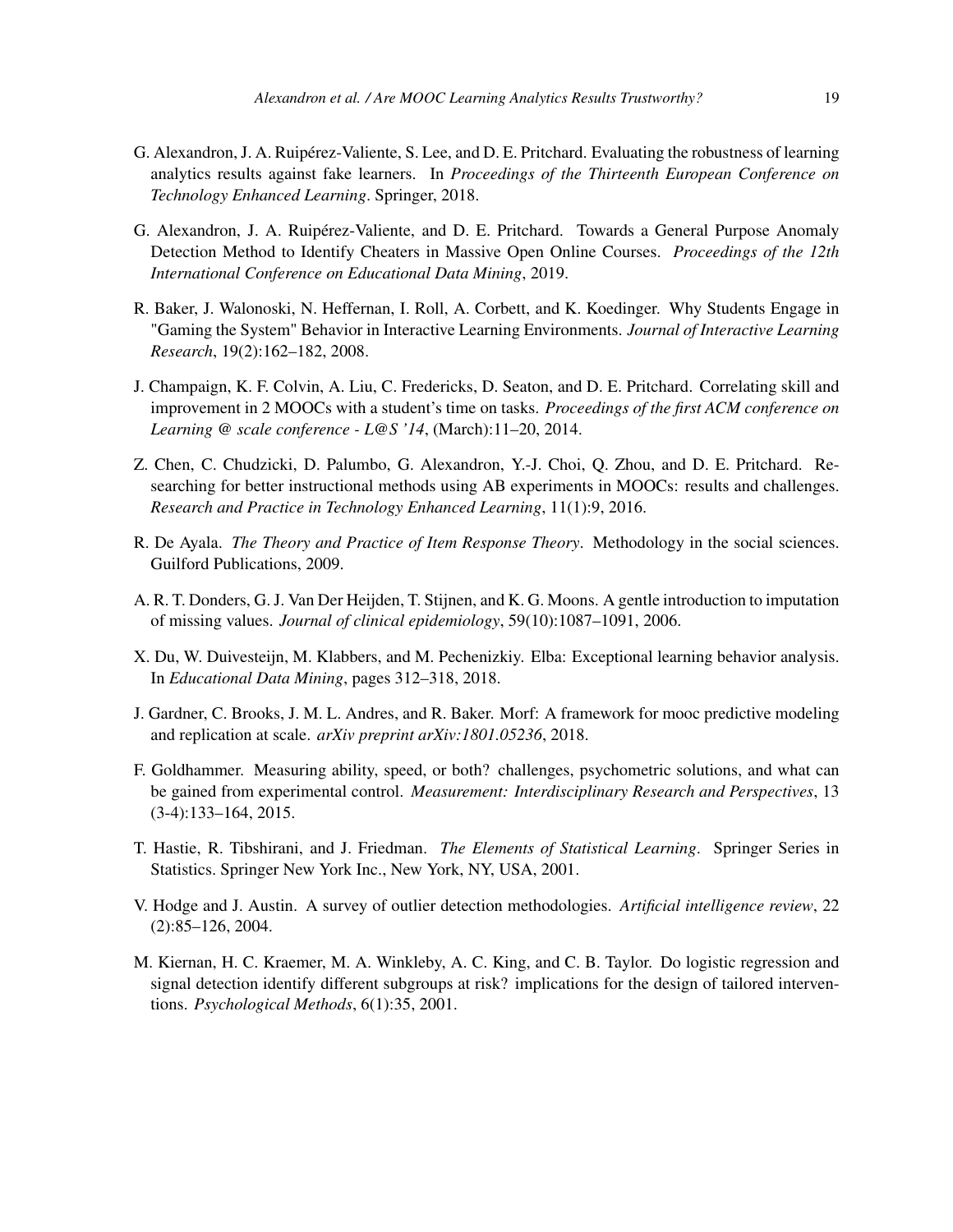G. Alexandron, J. A. Ruipérez-Valiente, S. Lee, and D. E. Pritchard. Evaluating the robustness of learning analytics results against fake learners. In *Proceedings of the Thirteenth European Conference on Technology Enhanced Learning*. Springer, 2018.

G. Alexandron, J. A. Ruipérez-Valiente, and D. E. Pritchard. Towards a General Purpose Anomaly Detection Method to Identify Cheaters in Massive Open Online Courses. *Proceedings of the 12th International Conference on Educational Data Mining*, 2019.

R. Baker, J. Walonoski, N. Heffernan, I. Roll, A. Corbett, and K. Koedinger. Why Students Engage in "Gaming the System" Behavior in Interactive Learning Environments. *Journal of Interactive Learning Research*, 19(2):162–182, 2008.

J. Champaign, K. F. Colvin, A. Liu, C. Fredericks, D. Seaton, and D. E. Pritchard. Correlating skill and improvement in 2 MOOCs with a student's time on tasks. *Proceedings of the first ACM conference on Learning @ scale conference - L@S '14*, (March):11–20, 2014.

Z. Chen, C. Chudzicki, D. Palumbo, G. Alexandron, Y.-J. Choi, Q. Zhou, and D. E. Pritchard. Researching for better instructional methods using AB experiments in MOOCs: results and challenges. *Research and Practice in Technology Enhanced Learning*, 11(1):9, 2016.

R. De Ayala. *The Theory and Practice of Item Response Theory*. Methodology in the social sciences. Guilford Publications, 2009.

A. R. T. Donders, G. J. Van Der Heijden, T. Stijnen, and K. G. Moons. A gentle introduction to imputation of missing values. *Journal of clinical epidemiology*, 59(10):1087–1091, 2006.

X. Du, W. Duivesteijn, M. Klabbers, and M. Pechenizkiy. Elba: Exceptional learning behavior analysis. In *Educational Data Mining*, pages 312–318, 2018.

J. Gardner, C. Brooks, J. M. L. Andres, and R. Baker. Morf: A framework for mooc predictive modeling and replication at scale. *arXiv preprint arXiv:1801.05236*, 2018.

F. Goldhammer. Measuring ability, speed, or both? challenges, psychometric solutions, and what can be gained from experimental control. *Measurement: Interdisciplinary Research and Perspectives*, 13 (3-4):133–164, 2015.

T. Hastie, R. Tibshirani, and J. Friedman. *The Elements of Statistical Learning*. Springer Series in Statistics. Springer New York Inc., New York, NY, USA, 2001.

V. Hodge and J. Austin. A survey of outlier detection methodologies. *Artificial intelligence review*, 22 (2):85–126, 2004.

M. Kiernan, H. C. Kraemer, M. A. Winkleby, A. C. King, and C. B. Taylor. Do logistic regression and signal detection identify different subgroups at risk? implications for the design of tailored interventions. *Psychological Methods*, 6(1):35, 2001.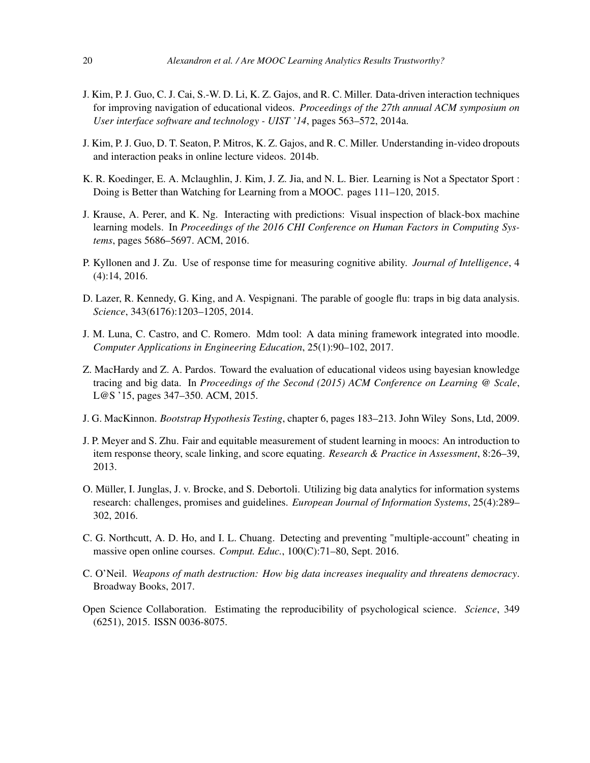J. Kim, P. J. Guo, C. J. Cai, S.-W. D. Li, K. Z. Gajos, and R. C. Miller. Data-driven interaction techniques for improving navigation of educational videos. *Proceedings of the 27th annual ACM symposium on User interface software and technology - UIST '14*, pages 563–572, 2014a.

J. Kim, P. J. Guo, D. T. Seaton, P. Mitros, K. Z. Gajos, and R. C. Miller. Understanding in-video dropouts and interaction peaks in online lecture videos. 2014b.

K. R. Koedinger, E. A. Mclaughlin, J. Kim, J. Z. Jia, and N. L. Bier. Learning is Not a Spectator Sport : Doing is Better than Watching for Learning from a MOOC. pages 111–120, 2015.

J. Krause, A. Perer, and K. Ng. Interacting with predictions: Visual inspection of black-box machine learning models. In *Proceedings of the 2016 CHI Conference on Human Factors in Computing Systems*, pages 5686–5697. ACM, 2016.

P. Kyllonen and J. Zu. Use of response time for measuring cognitive ability. *Journal of Intelligence*, 4 (4):14, 2016.

D. Lazer, R. Kennedy, G. King, and A. Vespignani. The parable of google flu: traps in big data analysis. *Science*, 343(6176):1203–1205, 2014.

J. M. Luna, C. Castro, and C. Romero. Mdm tool: A data mining framework integrated into moodle. *Computer Applications in Engineering Education*, 25(1):90–102, 2017.

Z. MacHardy and Z. A. Pardos. Toward the evaluation of educational videos using bayesian knowledge tracing and big data. In *Proceedings of the Second (2015) ACM Conference on Learning @ Scale*, L@S '15, pages 347–350. ACM, 2015.

J. G. MacKinnon. *Bootstrap Hypothesis Testing*, chapter 6, pages 183–213. John Wiley Sons, Ltd, 2009.

J. P. Meyer and S. Zhu. Fair and equitable measurement of student learning in moocs: An introduction to item response theory, scale linking, and score equating. *Research & Practice in Assessment*, 8:26–39, 2013.

O. Müller, I. Junglas, J. v. Brocke, and S. Debortoli. Utilizing big data analytics for information systems research: challenges, promises and guidelines. *European Journal of Information Systems*, 25(4):289–302, 2016.

C. G. Northcutt, A. D. Ho, and I. L. Chuang. Detecting and preventing "multiple-account" cheating in massive open online courses. *Comput. Educ.*, 100(C):71–80, Sept. 2016.

C. O'Neil. *Weapons of math destruction: How big data increases inequality and threatens democracy*. Broadway Books, 2017.

Open Science Collaboration. Estimating the reproducibility of psychological science. *Science*, 349 (6251), 2015. ISSN 0036-8075.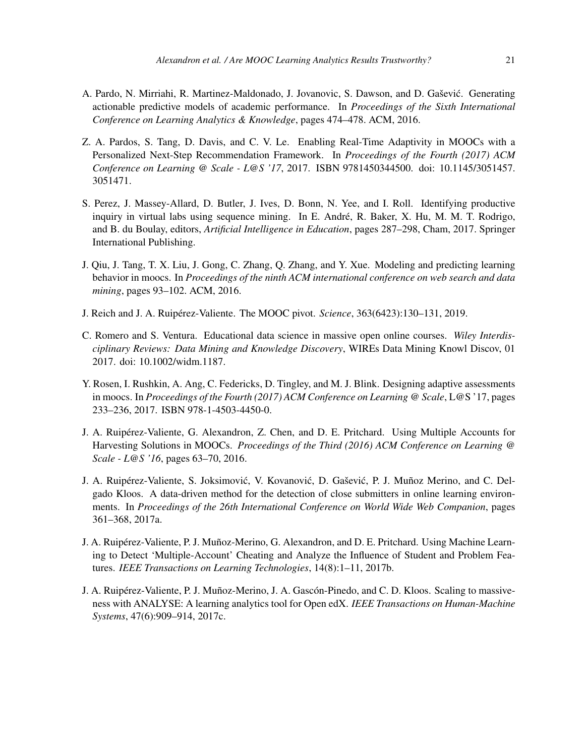A. Pardo, N. Mirriahi, R. Martinez-Maldonado, J. Jovanovic, S. Dawson, and D. Gašević. Generating actionable predictive models of academic performance. In *Proceedings of the Sixth International Conference on Learning Analytics & Knowledge*, pages 474–478. ACM, 2016.

Z. A. Pardos, S. Tang, D. Davis, and C. V. Le. Enabling Real-Time Adaptivity in MOOCs with a Personalized Next-Step Recommendation Framework. In *Proceedings of the Fourth (2017) ACM Conference on Learning @ Scale - L@S '17*, 2017. ISBN 9781450344500. doi: 10.1145/3051457.3051471.

S. Perez, J. Massey-Allard, D. Butler, J. Ives, D. Bonn, N. Yee, and I. Roll. Identifying productive inquiry in virtual labs using sequence mining. In E. André, R. Baker, X. Hu, M. M. T. Rodrigo, and B. du Boulay, editors, *Artificial Intelligence in Education*, pages 287–298, Cham, 2017. Springer International Publishing.

J. Qiu, J. Tang, T. X. Liu, J. Gong, C. Zhang, Q. Zhang, and Y. Xue. Modeling and predicting learning behavior in moocs. In *Proceedings of the ninth ACM international conference on web search and data mining*, pages 93–102. ACM, 2016.

J. Reich and J. A. Ruipérez-Valiente. The MOOC pivot. *Science*, 363(6423):130–131, 2019.

C. Romero and S. Ventura. Educational data science in massive open online courses. *Wiley Interdisciplinary Reviews: Data Mining and Knowledge Discovery*, WIREs Data Mining Knowl Discov, 01 2017. doi: 10.1002/widm.1187.

Y. Rosen, I. Rushkin, A. Ang, C. Federicks, D. Tingley, and M. J. Blink. Designing adaptive assessments in moocs. In *Proceedings of the Fourth (2017) ACM Conference on Learning @ Scale*, L@S '17, pages 233–236, 2017. ISBN 978-1-4503-4450-0.

J. A. Ruipérez-Valiente, G. Alexandron, Z. Chen, and D. E. Pritchard. Using Multiple Accounts for Harvesting Solutions in MOOCs. *Proceedings of the Third (2016) ACM Conference on Learning @ Scale - L@S '16*, pages 63–70, 2016.

J. A. Ruipérez-Valiente, S. Joksimović, V. Kovanović, D. Gašević, P. J. Muñoz Merino, and C. Delgado Kloos. A data-driven method for the detection of close submitters in online learning environments. In *Proceedings of the 26th International Conference on World Wide Web Companion*, pages 361–368, 2017a.

J. A. Ruipérez-Valiente, P. J. Muñoz-Merino, G. Alexandron, and D. E. Pritchard. Using Machine Learning to Detect 'Multiple-Account' Cheating and Analyze the Influence of Student and Problem Features. *IEEE Transactions on Learning Technologies*, 14(8):1–11, 2017b.

J. A. Ruipérez-Valiente, P. J. Muñoz-Merino, J. A. Gascón-Pinedo, and C. D. Kloos. Scaling to massiveness with ANALYSE: A learning analytics tool for Open edX. *IEEE Transactions on Human-Machine Systems*, 47(6):909–914, 2017c.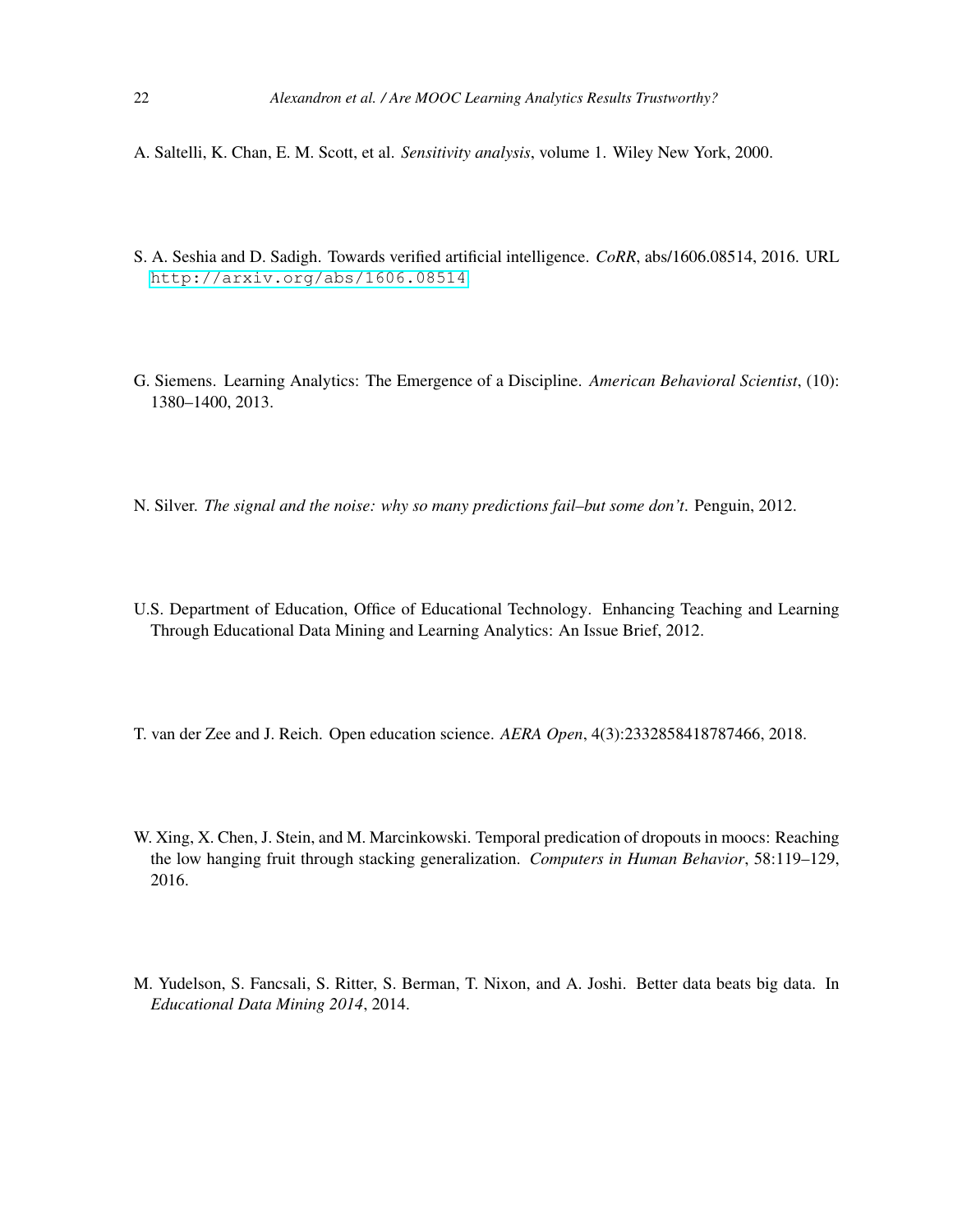A. Saltelli, K. Chan, E. M. Scott, et al. *Sensitivity analysis*, volume 1. Wiley New York, 2000.

S. A. Seshia and D. Sadigh. Towards verified artificial intelligence. *CoRR*, abs/1606.08514, 2016. URL http://arxiv.org/abs/1606.08514.

G. Siemens. Learning Analytics: The Emergence of a Discipline. *American Behavioral Scientist*, (10): 1380–1400, 2013.

N. Silver. *The signal and the noise: why so many predictions fail–but some don't*. Penguin, 2012.

U.S. Department of Education, Office of Educational Technology. Enhancing Teaching and Learning Through Educational Data Mining and Learning Analytics: An Issue Brief, 2012.

T. van der Zee and J. Reich. Open education science. *AERA Open*, 4(3):2332858418787466, 2018.

W. Xing, X. Chen, J. Stein, and M. Marcinkowski. Temporal predication of dropouts in moocs: Reaching the low hanging fruit through stacking generalization. *Computers in Human Behavior*, 58:119–129, 2016.

M. Yudelson, S. Fancsali, S. Ritter, S. Berman, T. Nixon, and A. Joshi. Better data beats big data. In *Educational Data Mining 2014*, 2014.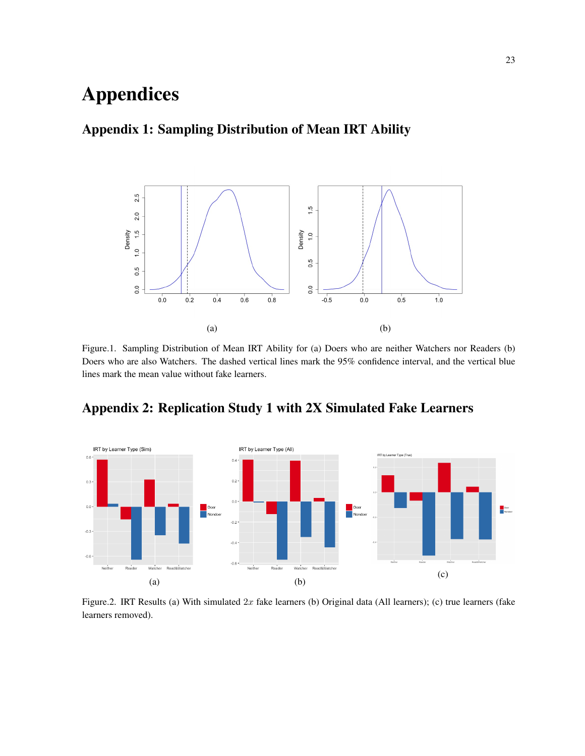# Appendices

## Appendix 1: Sampling Distribution of Mean IRT Ability

(a) (b)

Figure.1. Sampling Distribution of Mean IRT Ability for (a) Doers who are neither Watchers nor Readers (b) Doers who are also Watchers. The dashed vertical lines mark the 95% confidence interval, and the vertical blue lines mark the mean value without fake learners.

## Appendix 2: Replication Study 1 with 2X Simulated Fake Learners

(a) (b) (c)

Figure.2. IRT Results (a) With simulated $2x$ fake learners (b) Original data (All learners); (c) true learners (fake learners removed).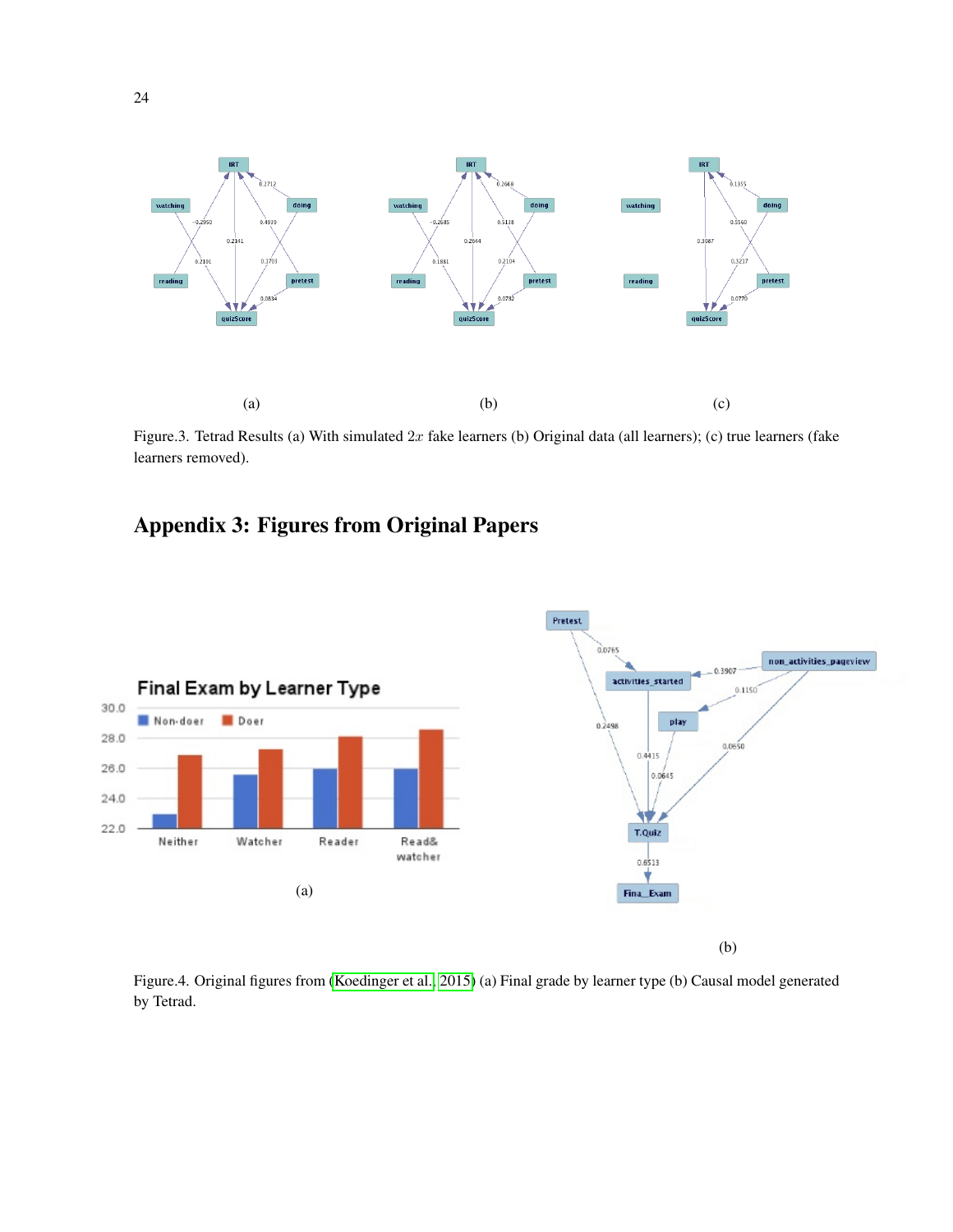(a) (b) (c)

Figure.3. Tetrad Results (a) With simulated $2x$ fake learners (b) Original data (all learners); (c) true learners (fake learners removed).

## Appendix 3: Figures from Original Papers

(a)

(b)

Figure.4. Original figures from (Koedinger et al., 2015) (a) Final grade by learner type (b) Causal model generated by Tetrad.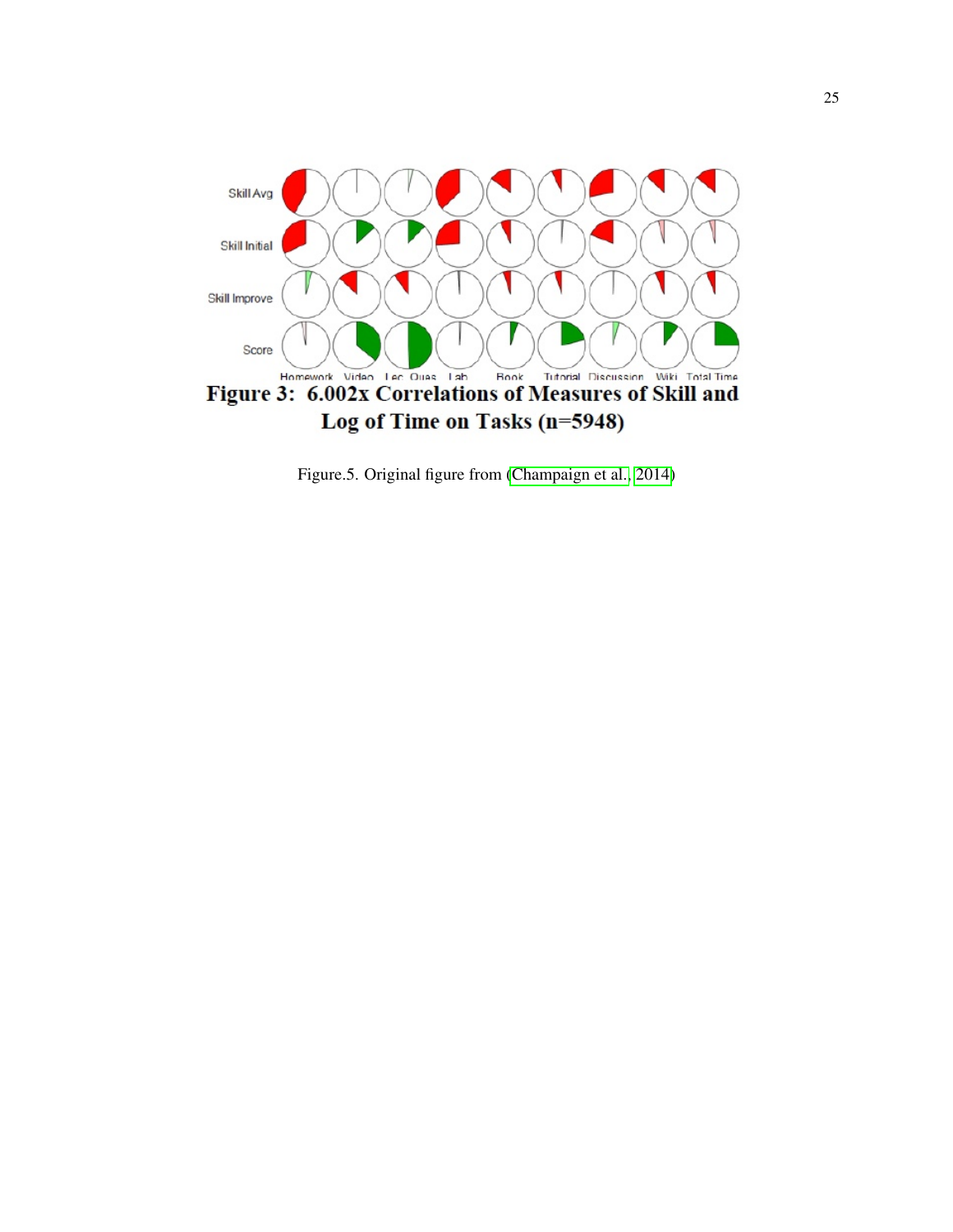Skill Avg

Skill Initial

Skill Improve

Score

Homework Video Lec. Ques Lab Book Tutorial Discussion Wiki Total Time

**Figure 3: 6.002x Correlations of Measures of Skill and Log of Time on Tasks (n=5948)**

Figure.5. Original figure from (Champaign et al., 2014)